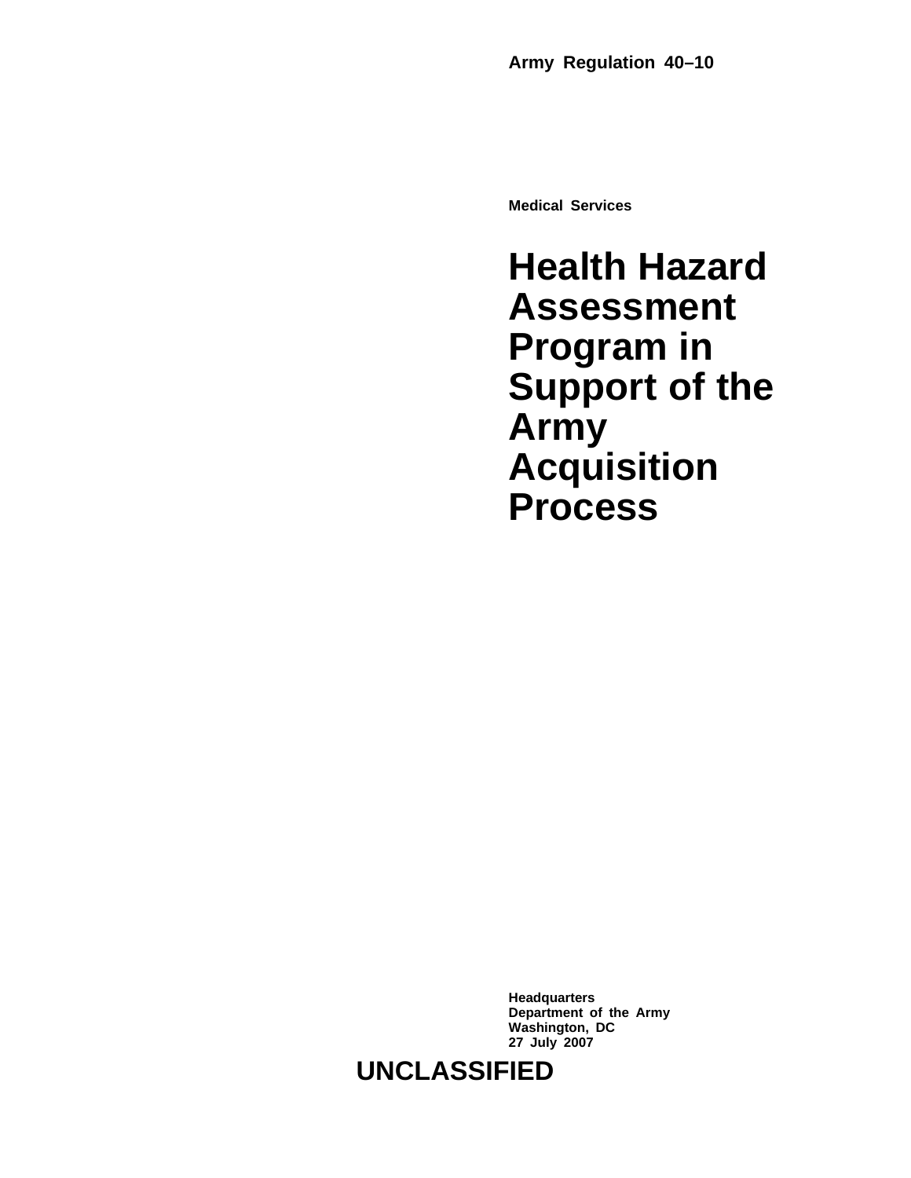**Army Regulation 40–10**

**Medical Services**

# Health Hazard Assessment Program in Support of the Army Acquisition Process

**Headquarters**
**Department of the Army**
**Washington, DC**
**27 July 2007**

**UNCLASSIFIED**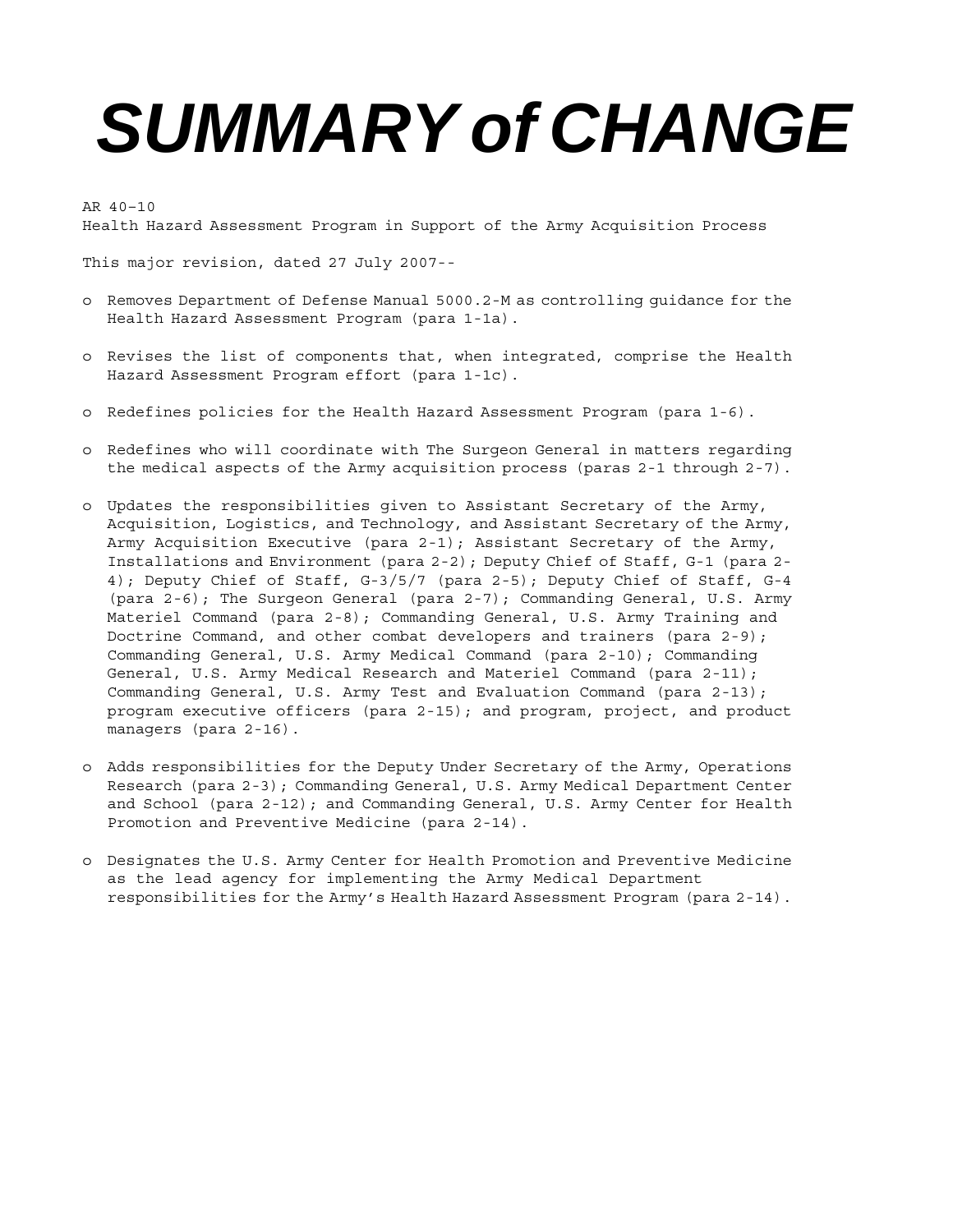# SUMMARY of CHANGE

AR 40–10
Health Hazard Assessment Program in Support of the Army Acquisition Process

This major revision, dated 27 July 2007--

- o Removes Department of Defense Manual 5000.2-M as controlling guidance for the Health Hazard Assessment Program (para 1-1a).
- o Revises the list of components that, when integrated, comprise the Health Hazard Assessment Program effort (para 1-1c).
- o Redefines policies for the Health Hazard Assessment Program (para 1-6).
- o Redefines who will coordinate with The Surgeon General in matters regarding the medical aspects of the Army acquisition process (paras 2-1 through 2-7).
- o Updates the responsibilities given to Assistant Secretary of the Army, Acquisition, Logistics, and Technology, and Assistant Secretary of the Army, Army Acquisition Executive (para 2-1); Assistant Secretary of the Army, Installations and Environment (para 2-2); Deputy Chief of Staff, G-1 (para 2-4); Deputy Chief of Staff, G-3/5/7 (para 2-5); Deputy Chief of Staff, G-4 (para 2-6); The Surgeon General (para 2-7); Commanding General, U.S. Army Materiel Command (para 2-8); Commanding General, U.S. Army Training and Doctrine Command, and other combat developers and trainers (para 2-9); Commanding General, U.S. Army Medical Command (para 2-10); Commanding General, U.S. Army Medical Research and Materiel Command (para 2-11); Commanding General, U.S. Army Test and Evaluation Command (para 2-13); program executive officers (para 2-15); and program, project, and product managers (para 2-16).
- o Adds responsibilities for the Deputy Under Secretary of the Army, Operations Research (para 2-3); Commanding General, U.S. Army Medical Department Center and School (para 2-12); and Commanding General, U.S. Army Center for Health Promotion and Preventive Medicine (para 2-14).
- o Designates the U.S. Army Center for Health Promotion and Preventive Medicine as the lead agency for implementing the Army Medical Department responsibilities for the Army's Health Hazard Assessment Program (para 2-14).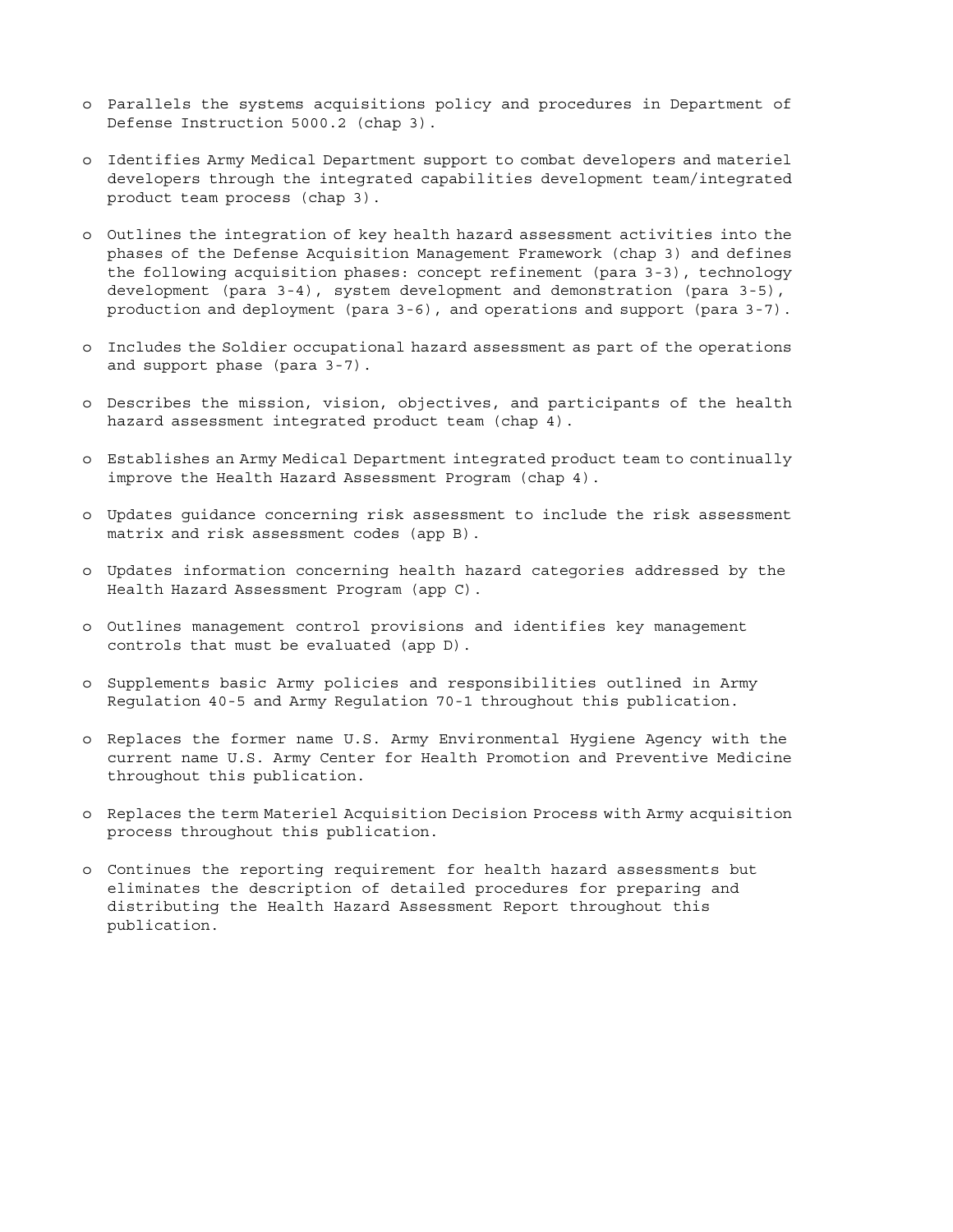- Parallels the systems acquisitions policy and procedures in Department of Defense Instruction 5000.2 (chap 3).

- Identifies Army Medical Department support to combat developers and materiel developers through the integrated capabilities development team/integrated product team process (chap 3).

- Outlines the integration of key health hazard assessment activities into the phases of the Defense Acquisition Management Framework (chap 3) and defines the following acquisition phases: concept refinement (para 3-3), technology development (para 3-4), system development and demonstration (para 3-5), production and deployment (para 3-6), and operations and support (para 3-7).

- Includes the Soldier occupational hazard assessment as part of the operations and support phase (para 3-7).

- Describes the mission, vision, objectives, and participants of the health hazard assessment integrated product team (chap 4).

- Establishes an Army Medical Department integrated product team to continually improve the Health Hazard Assessment Program (chap 4).

- Updates guidance concerning risk assessment to include the risk assessment matrix and risk assessment codes (app B).

- Updates information concerning health hazard categories addressed by the Health Hazard Assessment Program (app C).

- Outlines management control provisions and identifies key management controls that must be evaluated (app D).

- Supplements basic Army policies and responsibilities outlined in Army Regulation 40-5 and Army Regulation 70-1 throughout this publication.

- Replaces the former name U.S. Army Environmental Hygiene Agency with the current name U.S. Army Center for Health Promotion and Preventive Medicine throughout this publication.

- Replaces the term Materiel Acquisition Decision Process with Army acquisition process throughout this publication.

- Continues the reporting requirement for health hazard assessments but eliminates the description of detailed procedures for preparing and distributing the Health Hazard Assessment Report throughout this publication.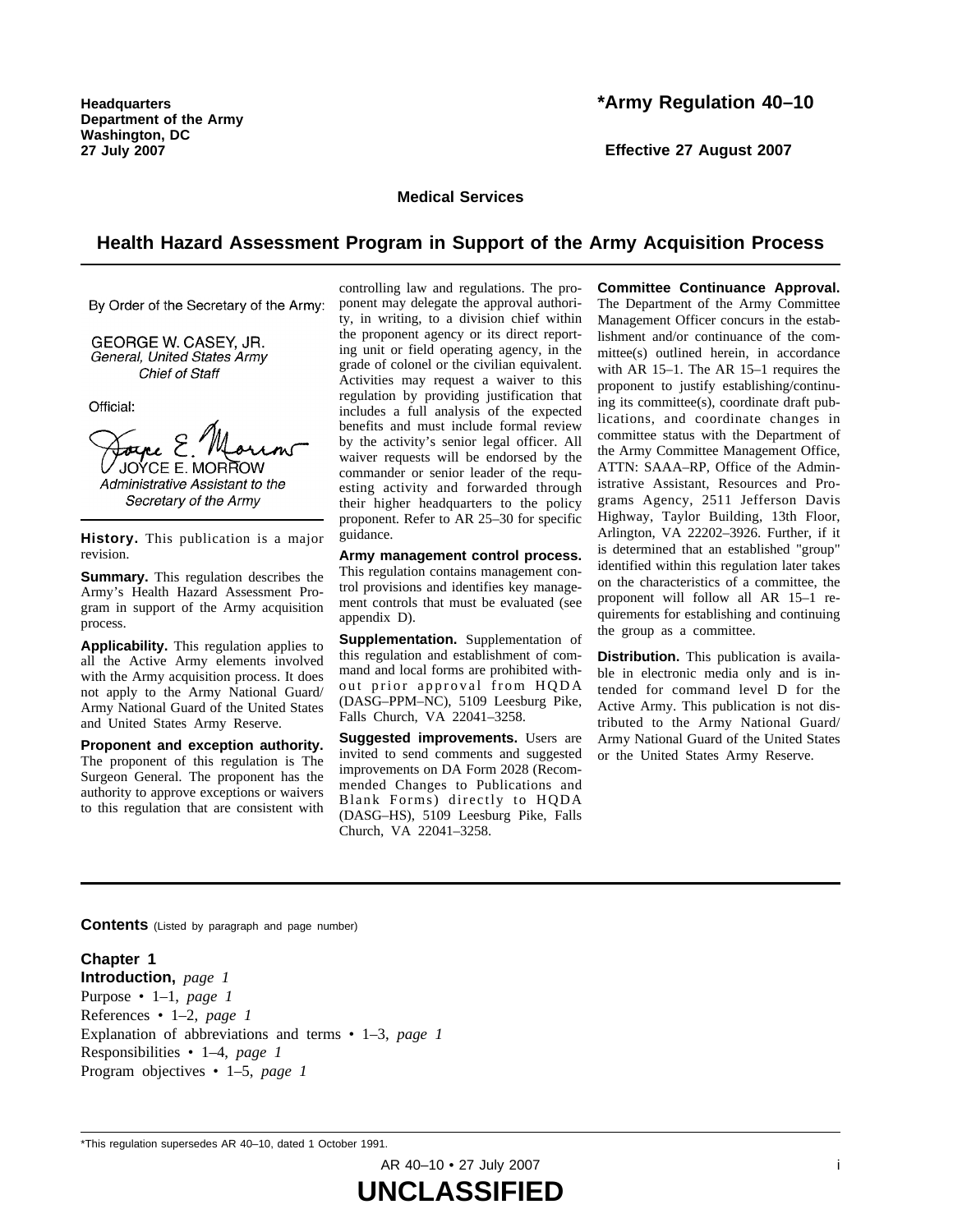**Headquarters**
**Department of the Army**
**Washington, DC**
**27 July 2007**

**\*Army Regulation 40–10**

**Effective 27 August 2007**

**Medical Services**

# Health Hazard Assessment Program in Support of the Army Acquisition Process

By Order of the Secretary of the Army:

GEORGE W. CASEY, JR.
*General, United States Army*
*Chief of Staff*

Official:

JOYCE E. MORROW
*Administrative Assistant to the Secretary of the Army*

**History.** This publication is a major revision.

**Summary.** This regulation describes the Army's Health Hazard Assessment Program in support of the Army acquisition process.

**Applicability.** This regulation applies to all the Active Army elements involved with the Army acquisition process. It does not apply to the Army National Guard/Army National Guard of the United States and United States Army Reserve.

**Proponent and exception authority.** The proponent of this regulation is The Surgeon General. The proponent has the authority to approve exceptions or waivers to this regulation that are consistent with controlling law and regulations. The proponent may delegate the approval authority, in writing, to a division chief within the proponent agency or its direct reporting unit or field operating agency, in the grade of colonel or the civilian equivalent. Activities may request a waiver to this regulation by providing justification that includes a full analysis of the expected benefits and must include formal review by the activity's senior legal officer. All waiver requests will be endorsed by the commander or senior leader of the requesting activity and forwarded through their higher headquarters to the policy proponent. Refer to AR 25–30 for specific guidance.

**Army management control process.** This regulation contains management control provisions and identifies key management controls that must be evaluated (see appendix D).

**Supplementation.** Supplementation of this regulation and establishment of command and local forms are prohibited without prior approval from HQDA (DASG–PPM–NC), 5109 Leesburg Pike, Falls Church, VA 22041–3258.

**Suggested improvements.** Users are invited to send comments and suggested improvements on DA Form 2028 (Recommended Changes to Publications and Blank Forms) directly to HQDA (DASG–HS), 5109 Leesburg Pike, Falls Church, VA 22041–3258.

**Committee Continuance Approval.** The Department of the Army Committee Management Officer concurs in the establishment and/or continuance of the committee(s) outlined herein, in accordance with AR 15–1. The AR 15–1 requires the proponent to justify establishing/continuing its committee(s), coordinate draft publications, and coordinate changes in committee status with the Department of the Army Committee Management Office, ATTN: SAAA–RP, Office of the Administrative Assistant, Resources and Programs Agency, 2511 Jefferson Davis Highway, Taylor Building, 13th Floor, Arlington, VA 22202–3926. Further, if it is determined that an established "group" identified within this regulation later takes on the characteristics of a committee, the proponent will follow all AR 15–1 requirements for establishing and continuing the group as a committee.

**Distribution.** This publication is available in electronic media only and is intended for command level D for the Active Army. This publication is not distributed to the Army National Guard/Army National Guard of the United States or the United States Army Reserve.

**Contents** (Listed by paragraph and page number)

**Chapter 1**
**Introduction,** *page 1*
Purpose • 1–1, *page 1*
References • 1–2, *page 1*
Explanation of abbreviations and terms • 1–3, *page 1*
Responsibilities • 1–4, *page 1*
Program objectives • 1–5, *page 1*

\*This regulation supersedes AR 40–10, dated 1 October 1991.

**UNCLASSIFIED**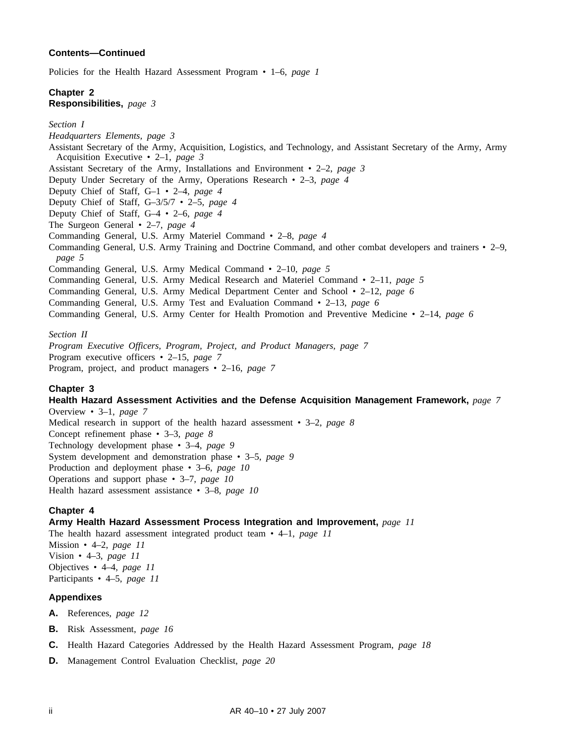**Contents—Continued**

Policies for the Health Hazard Assessment Program • 1–6, *page 1*

**Chapter 2**
**Responsibilities,** *page 3*

*Section I*
*Headquarters Elements, page 3*
Assistant Secretary of the Army, Acquisition, Logistics, and Technology, and Assistant Secretary of the Army, Army Acquisition Executive • 2–1, *page 3*
Assistant Secretary of the Army, Installations and Environment • 2–2, *page 3*
Deputy Under Secretary of the Army, Operations Research • 2–3, *page 4*
Deputy Chief of Staff, G–1 • 2–4, *page 4*
Deputy Chief of Staff, G–3/5/7 • 2–5, *page 4*
Deputy Chief of Staff, G–4 • 2–6, *page 4*
The Surgeon General • 2–7, *page 4*
Commanding General, U.S. Army Materiel Command • 2–8, *page 4*
Commanding General, U.S. Army Training and Doctrine Command, and other combat developers and trainers • 2–9, *page 5*
Commanding General, U.S. Army Medical Command • 2–10, *page 5*
Commanding General, U.S. Army Medical Research and Materiel Command • 2–11, *page 5*
Commanding General, U.S. Army Medical Department Center and School • 2–12, *page 6*
Commanding General, U.S. Army Test and Evaluation Command • 2–13, *page 6*
Commanding General, U.S. Army Center for Health Promotion and Preventive Medicine • 2–14, *page 6*

*Section II*
*Program Executive Officers, Program, Project, and Product Managers, page 7*
Program executive officers • 2–15, *page 7*
Program, project, and product managers • 2–16, *page 7*

**Chapter 3**
**Health Hazard Assessment Activities and the Defense Acquisition Management Framework,** *page 7*
Overview • 3–1, *page 7*
Medical research in support of the health hazard assessment • 3–2, *page 8*
Concept refinement phase • 3–3, *page 8*
Technology development phase • 3–4, *page 9*
System development and demonstration phase • 3–5, *page 9*
Production and deployment phase • 3–6, *page 10*
Operations and support phase • 3–7, *page 10*
Health hazard assessment assistance • 3–8, *page 10*

**Chapter 4**
**Army Health Hazard Assessment Process Integration and Improvement,** *page 11*
The health hazard assessment integrated product team • 4–1, *page 11*
Mission • 4–2, *page 11*
Vision • 4–3, *page 11*
Objectives • 4–4, *page 11*
Participants • 4–5, *page 11*

**Appendixes**

**A.** References, *page 12*

**B.** Risk Assessment, *page 16*

**C.** Health Hazard Categories Addressed by the Health Hazard Assessment Program, *page 18*

**D.** Management Control Evaluation Checklist, *page 20*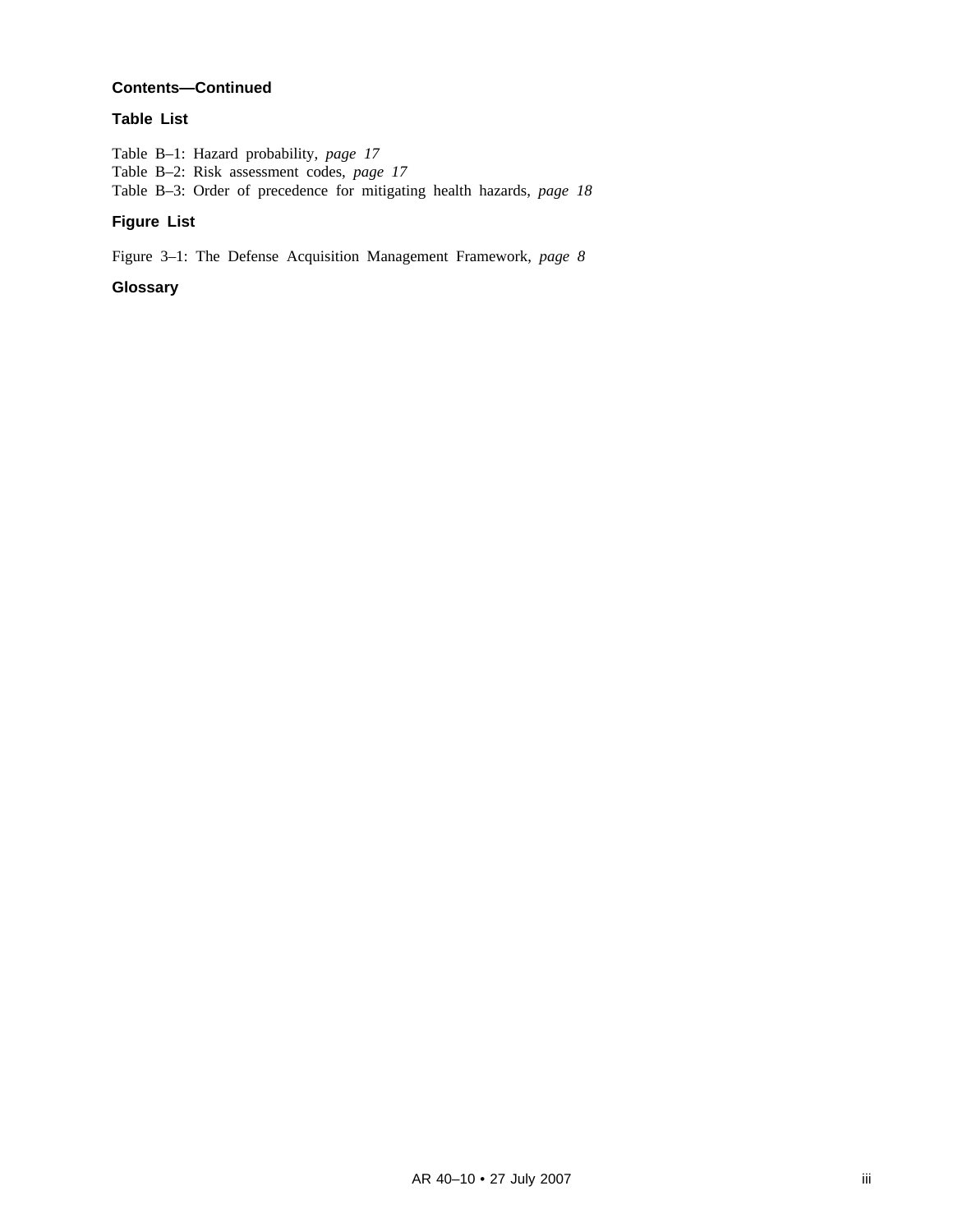**Contents—Continued**

**Table List**

Table B–1: Hazard probability, *page 17*
Table B–2: Risk assessment codes, *page 17*
Table B–3: Order of precedence for mitigating health hazards, *page 18*

**Figure List**

Figure 3–1: The Defense Acquisition Management Framework, *page 8*

**Glossary**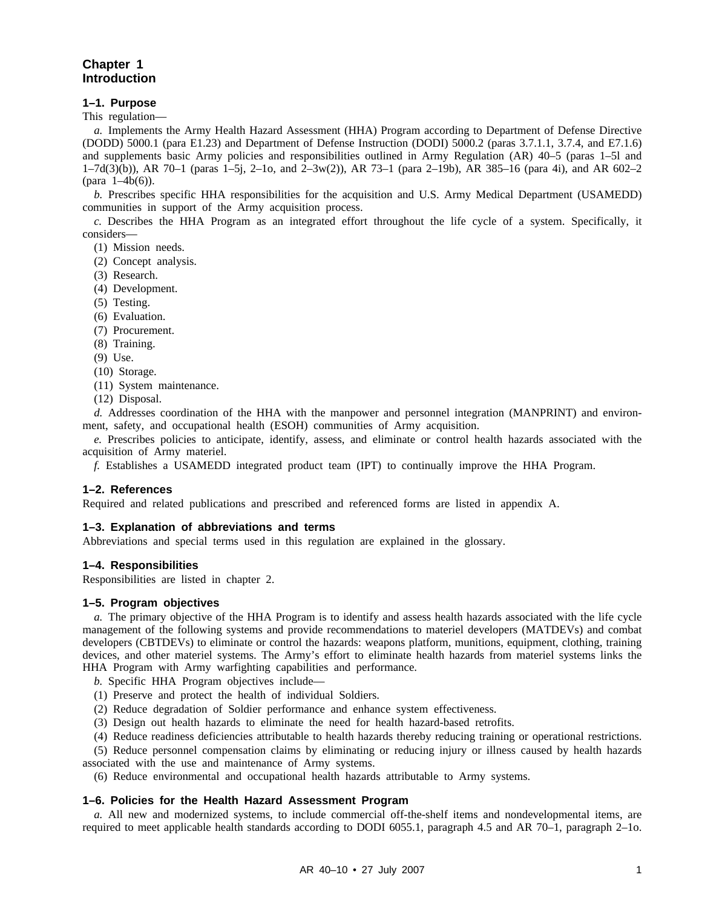# Chapter 1
# Introduction

### 1–1. Purpose

This regulation—

*a.* Implements the Army Health Hazard Assessment (HHA) Program according to Department of Defense Directive (DODD) 5000.1 (para E1.23) and Department of Defense Instruction (DODI) 5000.2 (paras 3.7.1.1, 3.7.4, and E7.1.6) and supplements basic Army policies and responsibilities outlined in Army Regulation (AR) 40–5 (paras 1–5l and 1–7d(3)(b)), AR 70–1 (paras 1–5j, 2–1o, and 2–3w(2)), AR 73–1 (para 2–19b), AR 385–16 (para 4i), and AR 602–2 (para 1–4b(6)).

*b.* Prescribes specific HHA responsibilities for the acquisition and U.S. Army Medical Department (USAMEDD) communities in support of the Army acquisition process.

*c.* Describes the HHA Program as an integrated effort throughout the life cycle of a system. Specifically, it considers—

(1) Mission needs.
(2) Concept analysis.
(3) Research.
(4) Development.
(5) Testing.
(6) Evaluation.
(7) Procurement.
(8) Training.
(9) Use.
(10) Storage.
(11) System maintenance.
(12) Disposal.

*d.* Addresses coordination of the HHA with the manpower and personnel integration (MANPRINT) and environment, safety, and occupational health (ESOH) communities of Army acquisition.

*e.* Prescribes policies to anticipate, identify, assess, and eliminate or control health hazards associated with the acquisition of Army materiel.

*f.* Establishes a USAMEDD integrated product team (IPT) to continually improve the HHA Program.

### 1–2. References

Required and related publications and prescribed and referenced forms are listed in appendix A.

### 1–3. Explanation of abbreviations and terms

Abbreviations and special terms used in this regulation are explained in the glossary.

### 1–4. Responsibilities

Responsibilities are listed in chapter 2.

### 1–5. Program objectives

*a.* The primary objective of the HHA Program is to identify and assess health hazards associated with the life cycle management of the following systems and provide recommendations to materiel developers (MATDEVs) and combat developers (CBTDEVs) to eliminate or control the hazards: weapons platform, munitions, equipment, clothing, training devices, and other materiel systems. The Army's effort to eliminate health hazards from materiel systems links the HHA Program with Army warfighting capabilities and performance.

*b.* Specific HHA Program objectives include—

(1) Preserve and protect the health of individual Soldiers.
(2) Reduce degradation of Soldier performance and enhance system effectiveness.
(3) Design out health hazards to eliminate the need for health hazard-based retrofits.
(4) Reduce readiness deficiencies attributable to health hazards thereby reducing training or operational restrictions.
(5) Reduce personnel compensation claims by eliminating or reducing injury or illness caused by health hazards associated with the use and maintenance of Army systems.
(6) Reduce environmental and occupational health hazards attributable to Army systems.

### 1–6. Policies for the Health Hazard Assessment Program

*a.* All new and modernized systems, to include commercial off-the-shelf items and nondevelopmental items, are required to meet applicable health standards according to DODI 6055.1, paragraph 4.5 and AR 70–1, paragraph 2–1o.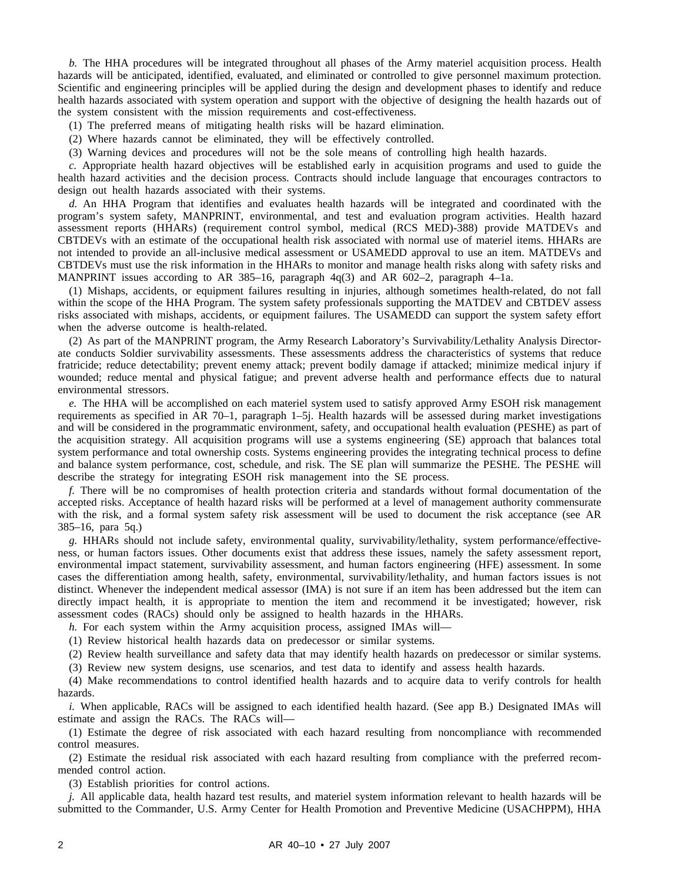*b.* The HHA procedures will be integrated throughout all phases of the Army materiel acquisition process. Health hazards will be anticipated, identified, evaluated, and eliminated or controlled to give personnel maximum protection. Scientific and engineering principles will be applied during the design and development phases to identify and reduce health hazards associated with system operation and support with the objective of designing the health hazards out of the system consistent with the mission requirements and cost-effectiveness.

(1) The preferred means of mitigating health risks will be hazard elimination.

(2) Where hazards cannot be eliminated, they will be effectively controlled.

(3) Warning devices and procedures will not be the sole means of controlling high health hazards.

*c.* Appropriate health hazard objectives will be established early in acquisition programs and used to guide the health hazard activities and the decision process. Contracts should include language that encourages contractors to design out health hazards associated with their systems.

*d.* An HHA Program that identifies and evaluates health hazards will be integrated and coordinated with the program's system safety, MANPRINT, environmental, and test and evaluation program activities. Health hazard assessment reports (HHARs) (requirement control symbol, medical (RCS MED)-388) provide MATDEVs and CBTDEVs with an estimate of the occupational health risk associated with normal use of materiel items. HHARs are not intended to provide an all-inclusive medical assessment or USAMEDD approval to use an item. MATDEVs and CBTDEVs must use the risk information in the HHARs to monitor and manage health risks along with safety risks and MANPRINT issues according to AR 385–16, paragraph 4q(3) and AR 602–2, paragraph 4–1a.

(1) Mishaps, accidents, or equipment failures resulting in injuries, although sometimes health-related, do not fall within the scope of the HHA Program. The system safety professionals supporting the MATDEV and CBTDEV assess risks associated with mishaps, accidents, or equipment failures. The USAMEDD can support the system safety effort when the adverse outcome is health-related.

(2) As part of the MANPRINT program, the Army Research Laboratory's Survivability/Lethality Analysis Directorate conducts Soldier survivability assessments. These assessments address the characteristics of systems that reduce fratricide; reduce detectability; prevent enemy attack; prevent bodily damage if attacked; minimize medical injury if wounded; reduce mental and physical fatigue; and prevent adverse health and performance effects due to natural environmental stressors.

*e.* The HHA will be accomplished on each materiel system used to satisfy approved Army ESOH risk management requirements as specified in AR 70–1, paragraph 1–5j. Health hazards will be assessed during market investigations and will be considered in the programmatic environment, safety, and occupational health evaluation (PESHE) as part of the acquisition strategy. All acquisition programs will use a systems engineering (SE) approach that balances total system performance and total ownership costs. Systems engineering provides the integrating technical process to define and balance system performance, cost, schedule, and risk. The SE plan will summarize the PESHE. The PESHE will describe the strategy for integrating ESOH risk management into the SE process.

*f.* There will be no compromises of health protection criteria and standards without formal documentation of the accepted risks. Acceptance of health hazard risks will be performed at a level of management authority commensurate with the risk, and a formal system safety risk assessment will be used to document the risk acceptance (see AR 385–16, para 5q.)

*g.* HHARs should not include safety, environmental quality, survivability/lethality, system performance/effectiveness, or human factors issues. Other documents exist that address these issues, namely the safety assessment report, environmental impact statement, survivability assessment, and human factors engineering (HFE) assessment. In some cases the differentiation among health, safety, environmental, survivability/lethality, and human factors issues is not distinct. Whenever the independent medical assessor (IMA) is not sure if an item has been addressed but the item can directly impact health, it is appropriate to mention the item and recommend it be investigated; however, risk assessment codes (RACs) should only be assigned to health hazards in the HHARs.

*h.* For each system within the Army acquisition process, assigned IMAs will—

(1) Review historical health hazards data on predecessor or similar systems.

(2) Review health surveillance and safety data that may identify health hazards on predecessor or similar systems.

(3) Review new system designs, use scenarios, and test data to identify and assess health hazards.

(4) Make recommendations to control identified health hazards and to acquire data to verify controls for health hazards.

*i.* When applicable, RACs will be assigned to each identified health hazard. (See app B.) Designated IMAs will estimate and assign the RACs. The RACs will—

(1) Estimate the degree of risk associated with each hazard resulting from noncompliance with recommended control measures.

(2) Estimate the residual risk associated with each hazard resulting from compliance with the preferred recommended control action.

(3) Establish priorities for control actions.

*j.* All applicable data, health hazard test results, and materiel system information relevant to health hazards will be submitted to the Commander, U.S. Army Center for Health Promotion and Preventive Medicine (USACHPPM), HHA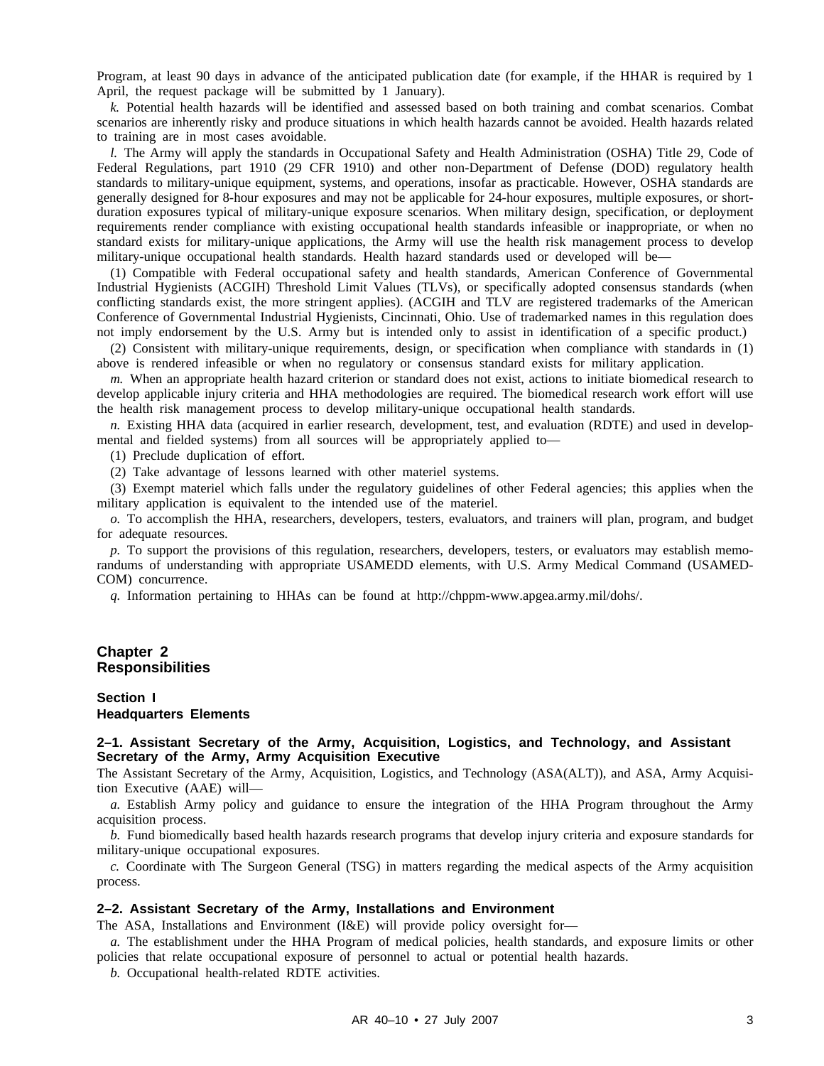Program, at least 90 days in advance of the anticipated publication date (for example, if the HHAR is required by 1 April, the request package will be submitted by 1 January).

*k.* Potential health hazards will be identified and assessed based on both training and combat scenarios. Combat scenarios are inherently risky and produce situations in which health hazards cannot be avoided. Health hazards related to training are in most cases avoidable.

*l.* The Army will apply the standards in Occupational Safety and Health Administration (OSHA) Title 29, Code of Federal Regulations, part 1910 (29 CFR 1910) and other non-Department of Defense (DOD) regulatory health standards to military-unique equipment, systems, and operations, insofar as practicable. However, OSHA standards are generally designed for 8-hour exposures and may not be applicable for 24-hour exposures, multiple exposures, or short-duration exposures typical of military-unique exposure scenarios. When military design, specification, or deployment requirements render compliance with existing occupational health standards infeasible or inappropriate, or when no standard exists for military-unique applications, the Army will use the health risk management process to develop military-unique occupational health standards. Health hazard standards used or developed will be—

(1) Compatible with Federal occupational safety and health standards, American Conference of Governmental Industrial Hygienists (ACGIH) Threshold Limit Values (TLVs), or specifically adopted consensus standards (when conflicting standards exist, the more stringent applies). (ACGIH and TLV are registered trademarks of the American Conference of Governmental Industrial Hygienists, Cincinnati, Ohio. Use of trademarked names in this regulation does not imply endorsement by the U.S. Army but is intended only to assist in identification of a specific product.)

(2) Consistent with military-unique requirements, design, or specification when compliance with standards in (1) above is rendered infeasible or when no regulatory or consensus standard exists for military application.

*m.* When an appropriate health hazard criterion or standard does not exist, actions to initiate biomedical research to develop applicable injury criteria and HHA methodologies are required. The biomedical research work effort will use the health risk management process to develop military-unique occupational health standards.

*n.* Existing HHA data (acquired in earlier research, development, test, and evaluation (RDTE) and used in developmental and fielded systems) from all sources will be appropriately applied to—

(1) Preclude duplication of effort.

(2) Take advantage of lessons learned with other materiel systems.

(3) Exempt materiel which falls under the regulatory guidelines of other Federal agencies; this applies when the military application is equivalent to the intended use of the materiel.

*o.* To accomplish the HHA, researchers, developers, testers, evaluators, and trainers will plan, program, and budget for adequate resources.

*p.* To support the provisions of this regulation, researchers, developers, testers, or evaluators may establish memorandums of understanding with appropriate USAMEDD elements, with U.S. Army Medical Command (USAMEDCOM) concurrence.

*q.* Information pertaining to HHAs can be found at http://chppm-www.apgea.army.mil/dohs/.

# Chapter 2
# Responsibilities

## Section I
## Headquarters Elements

### 2–1. Assistant Secretary of the Army, Acquisition, Logistics, and Technology, and Assistant Secretary of the Army, Army Acquisition Executive

The Assistant Secretary of the Army, Acquisition, Logistics, and Technology (ASA(ALT)), and ASA, Army Acquisition Executive (AAE) will—

*a.* Establish Army policy and guidance to ensure the integration of the HHA Program throughout the Army acquisition process.

*b.* Fund biomedically based health hazards research programs that develop injury criteria and exposure standards for military-unique occupational exposures.

*c.* Coordinate with The Surgeon General (TSG) in matters regarding the medical aspects of the Army acquisition process.

### 2–2. Assistant Secretary of the Army, Installations and Environment

The ASA, Installations and Environment (I&E) will provide policy oversight for—

*a.* The establishment under the HHA Program of medical policies, health standards, and exposure limits or other policies that relate occupational exposure of personnel to actual or potential health hazards.

*b.* Occupational health-related RDTE activities.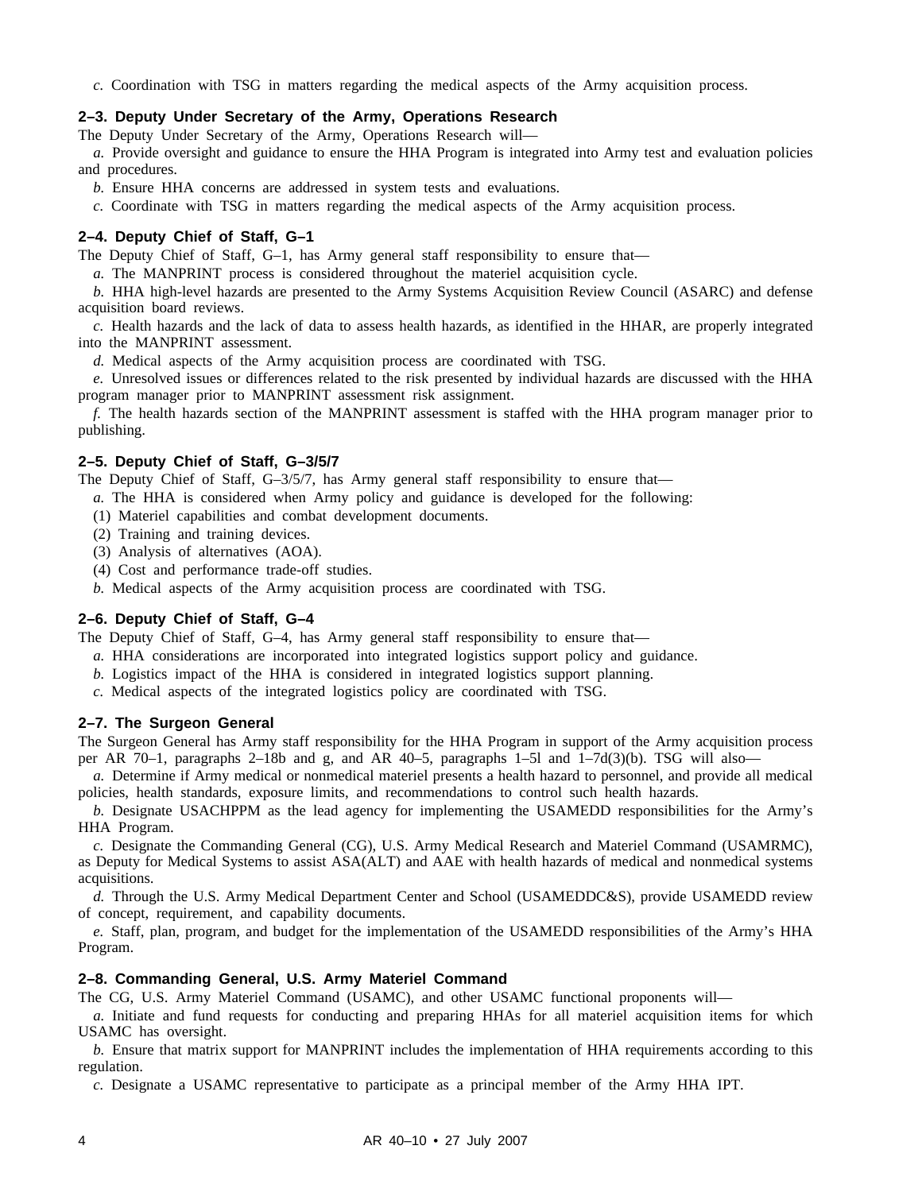*c.* Coordination with TSG in matters regarding the medical aspects of the Army acquisition process.

### 2–3. Deputy Under Secretary of the Army, Operations Research

The Deputy Under Secretary of the Army, Operations Research will—

*a.* Provide oversight and guidance to ensure the HHA Program is integrated into Army test and evaluation policies and procedures.

*b.* Ensure HHA concerns are addressed in system tests and evaluations.

*c.* Coordinate with TSG in matters regarding the medical aspects of the Army acquisition process.

### 2–4. Deputy Chief of Staff, G–1

The Deputy Chief of Staff, G–1, has Army general staff responsibility to ensure that—

*a.* The MANPRINT process is considered throughout the materiel acquisition cycle.

*b.* HHA high-level hazards are presented to the Army Systems Acquisition Review Council (ASARC) and defense acquisition board reviews.

*c.* Health hazards and the lack of data to assess health hazards, as identified in the HHAR, are properly integrated into the MANPRINT assessment.

*d.* Medical aspects of the Army acquisition process are coordinated with TSG.

*e.* Unresolved issues or differences related to the risk presented by individual hazards are discussed with the HHA program manager prior to MANPRINT assessment risk assignment.

*f.* The health hazards section of the MANPRINT assessment is staffed with the HHA program manager prior to publishing.

### 2–5. Deputy Chief of Staff, G–3/5/7

The Deputy Chief of Staff, G–3/5/7, has Army general staff responsibility to ensure that—

*a.* The HHA is considered when Army policy and guidance is developed for the following:

(1) Materiel capabilities and combat development documents.

(2) Training and training devices.

(3) Analysis of alternatives (AOA).

(4) Cost and performance trade-off studies.

*b.* Medical aspects of the Army acquisition process are coordinated with TSG.

### 2–6. Deputy Chief of Staff, G–4

The Deputy Chief of Staff, G–4, has Army general staff responsibility to ensure that—

*a.* HHA considerations are incorporated into integrated logistics support policy and guidance.

*b.* Logistics impact of the HHA is considered in integrated logistics support planning.

*c.* Medical aspects of the integrated logistics policy are coordinated with TSG.

### 2–7. The Surgeon General

The Surgeon General has Army staff responsibility for the HHA Program in support of the Army acquisition process per AR 70–1, paragraphs 2–18b and g, and AR 40–5, paragraphs 1–5l and 1–7d(3)(b). TSG will also—

*a.* Determine if Army medical or nonmedical materiel presents a health hazard to personnel, and provide all medical policies, health standards, exposure limits, and recommendations to control such health hazards.

*b.* Designate USACHPPM as the lead agency for implementing the USAMEDD responsibilities for the Army's HHA Program.

*c.* Designate the Commanding General (CG), U.S. Army Medical Research and Materiel Command (USAMRMC), as Deputy for Medical Systems to assist ASA(ALT) and AAE with health hazards of medical and nonmedical systems acquisitions.

*d.* Through the U.S. Army Medical Department Center and School (USAMEDDC&S), provide USAMEDD review of concept, requirement, and capability documents.

*e.* Staff, plan, program, and budget for the implementation of the USAMEDD responsibilities of the Army's HHA Program.

### 2–8. Commanding General, U.S. Army Materiel Command

The CG, U.S. Army Materiel Command (USAMC), and other USAMC functional proponents will—

*a.* Initiate and fund requests for conducting and preparing HHAs for all materiel acquisition items for which USAMC has oversight.

*b.* Ensure that matrix support for MANPRINT includes the implementation of HHA requirements according to this regulation.

*c.* Designate a USAMC representative to participate as a principal member of the Army HHA IPT.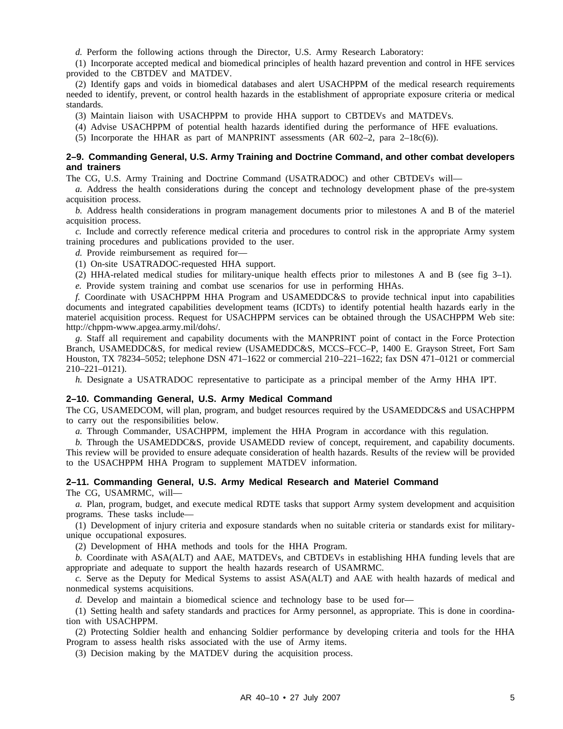*d.* Perform the following actions through the Director, U.S. Army Research Laboratory:

(1) Incorporate accepted medical and biomedical principles of health hazard prevention and control in HFE services provided to the CBTDEV and MATDEV.

(2) Identify gaps and voids in biomedical databases and alert USACHPPM of the medical research requirements needed to identify, prevent, or control health hazards in the establishment of appropriate exposure criteria or medical standards.

(3) Maintain liaison with USACHPPM to provide HHA support to CBTDEVs and MATDEVs.

(4) Advise USACHPPM of potential health hazards identified during the performance of HFE evaluations.

(5) Incorporate the HHAR as part of MANPRINT assessments (AR 602–2, para 2–18c(6)).

## 2–9. Commanding General, U.S. Army Training and Doctrine Command, and other combat developers and trainers

The CG, U.S. Army Training and Doctrine Command (USATRADOC) and other CBTDEVs will—

*a.* Address the health considerations during the concept and technology development phase of the pre-system acquisition process.

*b.* Address health considerations in program management documents prior to milestones A and B of the materiel acquisition process.

*c.* Include and correctly reference medical criteria and procedures to control risk in the appropriate Army system training procedures and publications provided to the user.

*d.* Provide reimbursement as required for—

(1) On-site USATRADOC-requested HHA support.

(2) HHA-related medical studies for military-unique health effects prior to milestones A and B (see fig 3–1).

*e.* Provide system training and combat use scenarios for use in performing HHAs.

*f.* Coordinate with USACHPPM HHA Program and USAMEDDC&S to provide technical input into capabilities documents and integrated capabilities development teams (ICDTs) to identify potential health hazards early in the materiel acquisition process. Request for USACHPPM services can be obtained through the USACHPPM Web site: http://chppm-www.apgea.army.mil/dohs/.

*g.* Staff all requirement and capability documents with the MANPRINT point of contact in the Force Protection Branch, USAMEDDC&S, for medical review (USAMEDDC&S, MCCS–FCC–P, 1400 E. Grayson Street, Fort Sam Houston, TX 78234–5052; telephone DSN 471–1622 or commercial 210–221–1622; fax DSN 471–0121 or commercial 210–221–0121).

*h.* Designate a USATRADOC representative to participate as a principal member of the Army HHA IPT.

## 2–10. Commanding General, U.S. Army Medical Command

The CG, USAMEDCOM, will plan, program, and budget resources required by the USAMEDDC&S and USACHPPM to carry out the responsibilities below.

*a.* Through Commander, USACHPPM, implement the HHA Program in accordance with this regulation.

*b.* Through the USAMEDDC&S, provide USAMEDD review of concept, requirement, and capability documents. This review will be provided to ensure adequate consideration of health hazards. Results of the review will be provided to the USACHPPM HHA Program to supplement MATDEV information.

## 2–11. Commanding General, U.S. Army Medical Research and Materiel Command

The CG, USAMRMC, will—

*a.* Plan, program, budget, and execute medical RDTE tasks that support Army system development and acquisition programs. These tasks include—

(1) Development of injury criteria and exposure standards when no suitable criteria or standards exist for military-unique occupational exposures.

(2) Development of HHA methods and tools for the HHA Program.

*b.* Coordinate with ASA(ALT) and AAE, MATDEVs, and CBTDEVs in establishing HHA funding levels that are appropriate and adequate to support the health hazards research of USAMRMC.

*c.* Serve as the Deputy for Medical Systems to assist ASA(ALT) and AAE with health hazards of medical and nonmedical systems acquisitions.

*d.* Develop and maintain a biomedical science and technology base to be used for—

(1) Setting health and safety standards and practices for Army personnel, as appropriate. This is done in coordination with USACHPPM.

(2) Protecting Soldier health and enhancing Soldier performance by developing criteria and tools for the HHA Program to assess health risks associated with the use of Army items.

(3) Decision making by the MATDEV during the acquisition process.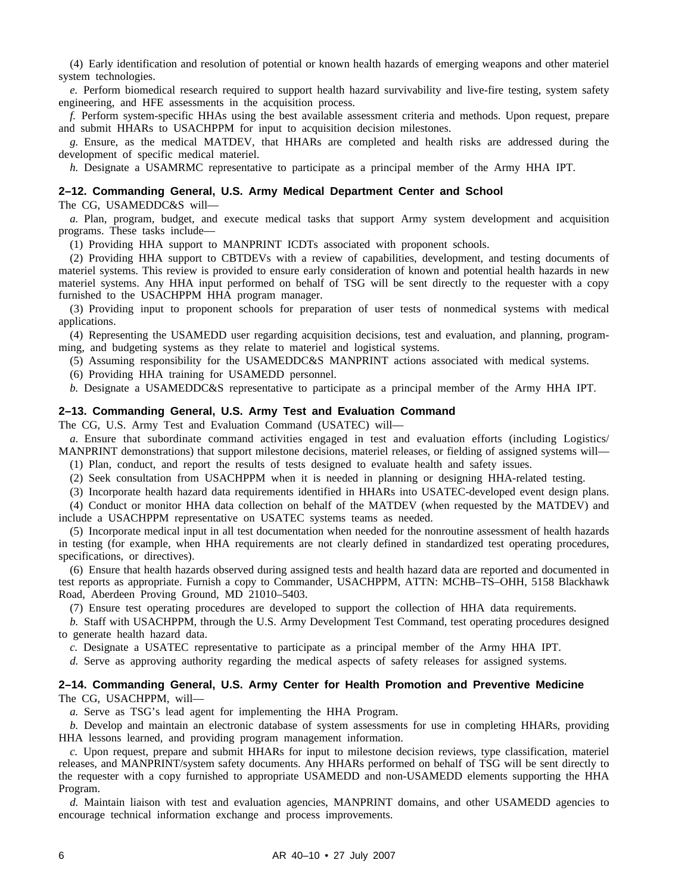(4) Early identification and resolution of potential or known health hazards of emerging weapons and other materiel system technologies.

*e.* Perform biomedical research required to support health hazard survivability and live-fire testing, system safety engineering, and HFE assessments in the acquisition process.

*f.* Perform system-specific HHAs using the best available assessment criteria and methods. Upon request, prepare and submit HHARs to USACHPPM for input to acquisition decision milestones.

*g.* Ensure, as the medical MATDEV, that HHARs are completed and health risks are addressed during the development of specific medical materiel.

*h.* Designate a USAMRMC representative to participate as a principal member of the Army HHA IPT.

### 2–12. Commanding General, U.S. Army Medical Department Center and School

The CG, USAMEDDC&S will—

*a.* Plan, program, budget, and execute medical tasks that support Army system development and acquisition programs. These tasks include—

(1) Providing HHA support to MANPRINT ICDTs associated with proponent schools.

(2) Providing HHA support to CBTDEVs with a review of capabilities, development, and testing documents of materiel systems. This review is provided to ensure early consideration of known and potential health hazards in new materiel systems. Any HHA input performed on behalf of TSG will be sent directly to the requester with a copy furnished to the USACHPPM HHA program manager.

(3) Providing input to proponent schools for preparation of user tests of nonmedical systems with medical applications.

(4) Representing the USAMEDD user regarding acquisition decisions, test and evaluation, and planning, programming, and budgeting systems as they relate to materiel and logistical systems.

(5) Assuming responsibility for the USAMEDDC&S MANPRINT actions associated with medical systems.

(6) Providing HHA training for USAMEDD personnel.

*b.* Designate a USAMEDDC&S representative to participate as a principal member of the Army HHA IPT.

### 2–13. Commanding General, U.S. Army Test and Evaluation Command

The CG, U.S. Army Test and Evaluation Command (USATEC) will—

*a.* Ensure that subordinate command activities engaged in test and evaluation efforts (including Logistics/MANPRINT demonstrations) that support milestone decisions, materiel releases, or fielding of assigned systems will—

(1) Plan, conduct, and report the results of tests designed to evaluate health and safety issues.

(2) Seek consultation from USACHPPM when it is needed in planning or designing HHA-related testing.

(3) Incorporate health hazard data requirements identified in HHARs into USATEC-developed event design plans.

(4) Conduct or monitor HHA data collection on behalf of the MATDEV (when requested by the MATDEV) and include a USACHPPM representative on USATEC systems teams as needed.

(5) Incorporate medical input in all test documentation when needed for the nonroutine assessment of health hazards in testing (for example, when HHA requirements are not clearly defined in standardized test operating procedures, specifications, or directives).

(6) Ensure that health hazards observed during assigned tests and health hazard data are reported and documented in test reports as appropriate. Furnish a copy to Commander, USACHPPM, ATTN: MCHB–TS–OHH, 5158 Blackhawk Road, Aberdeen Proving Ground, MD 21010–5403.

(7) Ensure test operating procedures are developed to support the collection of HHA data requirements.

*b.* Staff with USACHPPM, through the U.S. Army Development Test Command, test operating procedures designed to generate health hazard data.

*c.* Designate a USATEC representative to participate as a principal member of the Army HHA IPT.

*d.* Serve as approving authority regarding the medical aspects of safety releases for assigned systems.

### 2–14. Commanding General, U.S. Army Center for Health Promotion and Preventive Medicine

The CG, USACHPPM, will—

*a.* Serve as TSG's lead agent for implementing the HHA Program.

*b.* Develop and maintain an electronic database of system assessments for use in completing HHARs, providing HHA lessons learned, and providing program management information.

*c.* Upon request, prepare and submit HHARs for input to milestone decision reviews, type classification, materiel releases, and MANPRINT/system safety documents. Any HHARs performed on behalf of TSG will be sent directly to the requester with a copy furnished to appropriate USAMEDD and non-USAMEDD elements supporting the HHA Program.

*d.* Maintain liaison with test and evaluation agencies, MANPRINT domains, and other USAMEDD agencies to encourage technical information exchange and process improvements.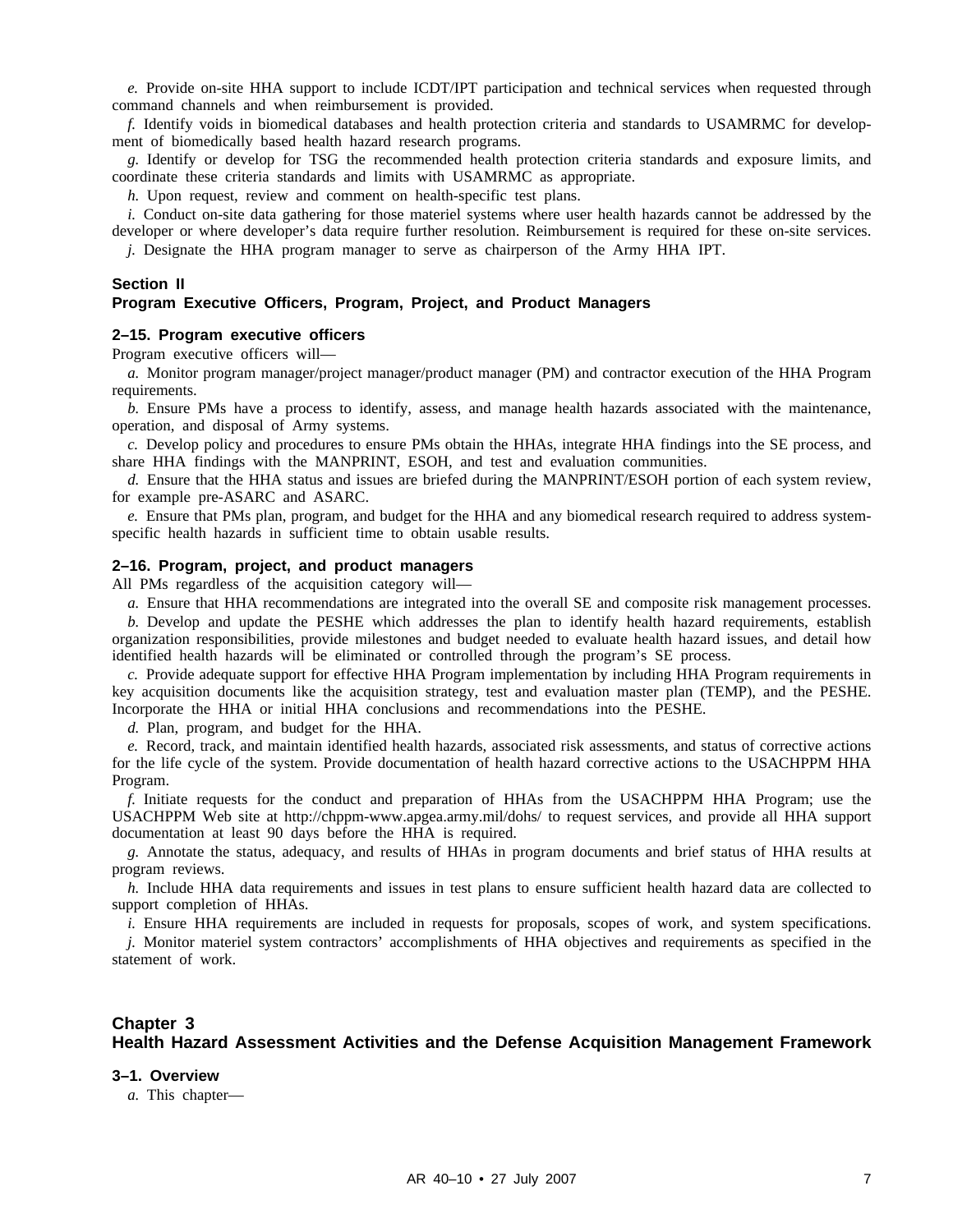*e.* Provide on-site HHA support to include ICDT/IPT participation and technical services when requested through command channels and when reimbursement is provided.

*f.* Identify voids in biomedical databases and health protection criteria and standards to USAMRMC for development of biomedically based health hazard research programs.

*g.* Identify or develop for TSG the recommended health protection criteria standards and exposure limits, and coordinate these criteria standards and limits with USAMRMC as appropriate.

*h.* Upon request, review and comment on health-specific test plans.

*i.* Conduct on-site data gathering for those materiel systems where user health hazards cannot be addressed by the developer or where developer's data require further resolution. Reimbursement is required for these on-site services.

*j.* Designate the HHA program manager to serve as chairperson of the Army HHA IPT.

## Section II
## Program Executive Officers, Program, Project, and Product Managers

### 2–15. Program executive officers

Program executive officers will—

*a.* Monitor program manager/project manager/product manager (PM) and contractor execution of the HHA Program requirements.

*b.* Ensure PMs have a process to identify, assess, and manage health hazards associated with the maintenance, operation, and disposal of Army systems.

*c.* Develop policy and procedures to ensure PMs obtain the HHAs, integrate HHA findings into the SE process, and share HHA findings with the MANPRINT, ESOH, and test and evaluation communities.

*d.* Ensure that the HHA status and issues are briefed during the MANPRINT/ESOH portion of each system review, for example pre-ASARC and ASARC.

*e.* Ensure that PMs plan, program, and budget for the HHA and any biomedical research required to address system-specific health hazards in sufficient time to obtain usable results.

### 2–16. Program, project, and product managers

All PMs regardless of the acquisition category will—

*a.* Ensure that HHA recommendations are integrated into the overall SE and composite risk management processes.

*b.* Develop and update the PESHE which addresses the plan to identify health hazard requirements, establish organization responsibilities, provide milestones and budget needed to evaluate health hazard issues, and detail how identified health hazards will be eliminated or controlled through the program's SE process.

*c.* Provide adequate support for effective HHA Program implementation by including HHA Program requirements in key acquisition documents like the acquisition strategy, test and evaluation master plan (TEMP), and the PESHE. Incorporate the HHA or initial HHA conclusions and recommendations into the PESHE.

*d.* Plan, program, and budget for the HHA.

*e.* Record, track, and maintain identified health hazards, associated risk assessments, and status of corrective actions for the life cycle of the system. Provide documentation of health hazard corrective actions to the USACHPPM HHA Program.

*f.* Initiate requests for the conduct and preparation of HHAs from the USACHPPM HHA Program; use the USACHPPM Web site at http://chppm-www.apgea.army.mil/dohs/ to request services, and provide all HHA support documentation at least 90 days before the HHA is required.

*g.* Annotate the status, adequacy, and results of HHAs in program documents and brief status of HHA results at program reviews.

*h.* Include HHA data requirements and issues in test plans to ensure sufficient health hazard data are collected to support completion of HHAs.

*i.* Ensure HHA requirements are included in requests for proposals, scopes of work, and system specifications.

*j.* Monitor materiel system contractors' accomplishments of HHA objectives and requirements as specified in the statement of work.

# Chapter 3
# Health Hazard Assessment Activities and the Defense Acquisition Management Framework

### 3–1. Overview

*a.* This chapter—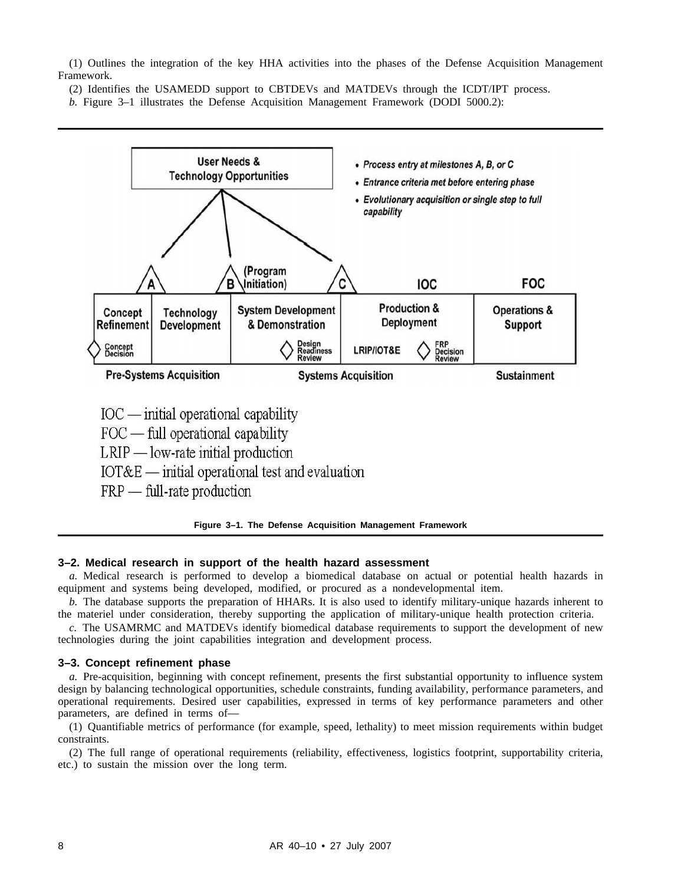(1) Outlines the integration of the key HHA activities into the phases of the Defense Acquisition Management Framework.

(2) Identifies the USAMEDD support to CBTDEVs and MATDEVs through the ICDT/IPT process.

*b.* Figure 3–1 illustrates the Defense Acquisition Management Framework (DODI 5000.2):

User Needs & Technology Opportunities

- Process entry at milestones A, B, or C
- Entrance criteria met before entering phase
- Evolutionary acquisition or single step to full capability

A | B (Program Initiation) | C | IOC | FOC

| Concept Refinement | Technology Development | System Development & Demonstration | Production & Deployment | Operations & Support |
|---|---|---|---|---|
| Concept Decision | | Design Readiness Review | LRIP/IOT&E FRP Decision Review | |
| Pre-Systems Acquisition | | Systems Acquisition | | Sustainment |

IOC — initial operational capability
FOC — full operational capability
LRIP — low-rate initial production
IOT&E — initial operational test and evaluation
FRP — full-rate production

**Figure 3–1. The Defense Acquisition Management Framework**

### 3–2. Medical research in support of the health hazard assessment

*a.* Medical research is performed to develop a biomedical database on actual or potential health hazards in equipment and systems being developed, modified, or procured as a nondevelopmental item.

*b.* The database supports the preparation of HHARs. It is also used to identify military-unique hazards inherent to the materiel under consideration, thereby supporting the application of military-unique health protection criteria.

*c.* The USAMRMC and MATDEVs identify biomedical database requirements to support the development of new technologies during the joint capabilities integration and development process.

### 3–3. Concept refinement phase

*a.* Pre-acquisition, beginning with concept refinement, presents the first substantial opportunity to influence system design by balancing technological opportunities, schedule constraints, funding availability, performance parameters, and operational requirements. Desired user capabilities, expressed in terms of key performance parameters and other parameters, are defined in terms of—

(1) Quantifiable metrics of performance (for example, speed, lethality) to meet mission requirements within budget constraints.

(2) The full range of operational requirements (reliability, effectiveness, logistics footprint, supportability criteria, etc.) to sustain the mission over the long term.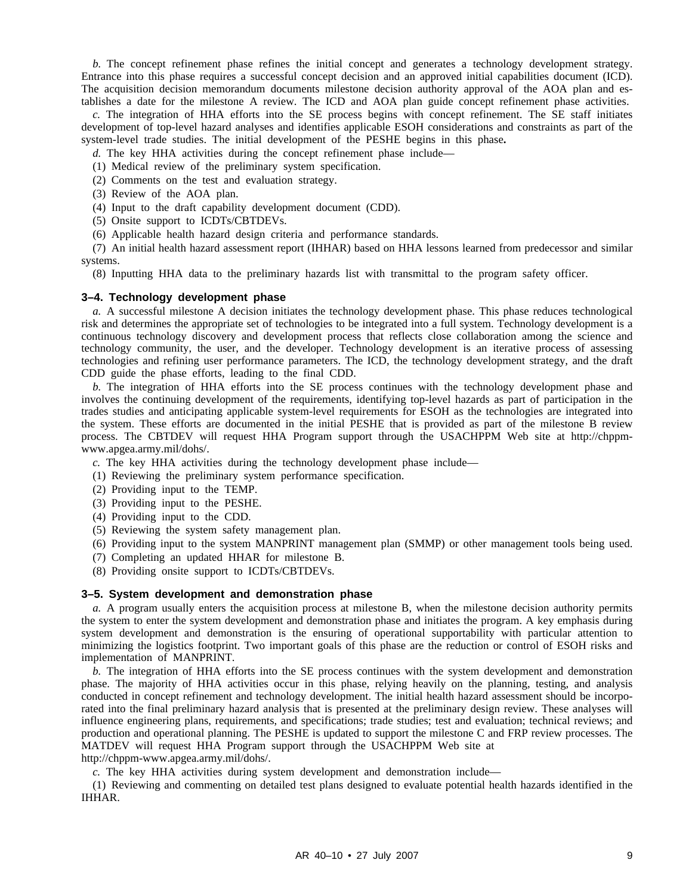*b.* The concept refinement phase refines the initial concept and generates a technology development strategy. Entrance into this phase requires a successful concept decision and an approved initial capabilities document (ICD). The acquisition decision memorandum documents milestone decision authority approval of the AOA plan and establishes a date for the milestone A review. The ICD and AOA plan guide concept refinement phase activities.

*c.* The integration of HHA efforts into the SE process begins with concept refinement. The SE staff initiates development of top-level hazard analyses and identifies applicable ESOH considerations and constraints as part of the system-level trade studies. The initial development of the PESHE begins in this phase**.**

*d.* The key HHA activities during the concept refinement phase include—

(1) Medical review of the preliminary system specification.

(2) Comments on the test and evaluation strategy.

(3) Review of the AOA plan.

(4) Input to the draft capability development document (CDD).

(5) Onsite support to ICDTs/CBTDEVs.

(6) Applicable health hazard design criteria and performance standards.

(7) An initial health hazard assessment report (IHHAR) based on HHA lessons learned from predecessor and similar systems.

(8) Inputting HHA data to the preliminary hazards list with transmittal to the program safety officer.

### 3–4. Technology development phase

*a.* A successful milestone A decision initiates the technology development phase. This phase reduces technological risk and determines the appropriate set of technologies to be integrated into a full system. Technology development is a continuous technology discovery and development process that reflects close collaboration among the science and technology community, the user, and the developer. Technology development is an iterative process of assessing technologies and refining user performance parameters. The ICD, the technology development strategy, and the draft CDD guide the phase efforts, leading to the final CDD.

*b.* The integration of HHA efforts into the SE process continues with the technology development phase and involves the continuing development of the requirements, identifying top-level hazards as part of participation in the trades studies and anticipating applicable system-level requirements for ESOH as the technologies are integrated into the system. These efforts are documented in the initial PESHE that is provided as part of the milestone B review process. The CBTDEV will request HHA Program support through the USACHPPM Web site at http://chppm-www.apgea.army.mil/dohs/.

*c.* The key HHA activities during the technology development phase include—

(1) Reviewing the preliminary system performance specification.

(2) Providing input to the TEMP.

(3) Providing input to the PESHE.

(4) Providing input to the CDD.

(5) Reviewing the system safety management plan.

(6) Providing input to the system MANPRINT management plan (SMMP) or other management tools being used.

(7) Completing an updated HHAR for milestone B.

(8) Providing onsite support to ICDTs/CBTDEVs.

### 3–5. System development and demonstration phase

*a.* A program usually enters the acquisition process at milestone B, when the milestone decision authority permits the system to enter the system development and demonstration phase and initiates the program. A key emphasis during system development and demonstration is the ensuring of operational supportability with particular attention to minimizing the logistics footprint. Two important goals of this phase are the reduction or control of ESOH risks and implementation of MANPRINT.

*b.* The integration of HHA efforts into the SE process continues with the system development and demonstration phase. The majority of HHA activities occur in this phase, relying heavily on the planning, testing, and analysis conducted in concept refinement and technology development. The initial health hazard assessment should be incorporated into the final preliminary hazard analysis that is presented at the preliminary design review. These analyses will influence engineering plans, requirements, and specifications; trade studies; test and evaluation; technical reviews; and production and operational planning. The PESHE is updated to support the milestone C and FRP review processes. The MATDEV will request HHA Program support through the USACHPPM Web site at http://chppm-www.apgea.army.mil/dohs/.

*c.* The key HHA activities during system development and demonstration include—

(1) Reviewing and commenting on detailed test plans designed to evaluate potential health hazards identified in the IHHAR.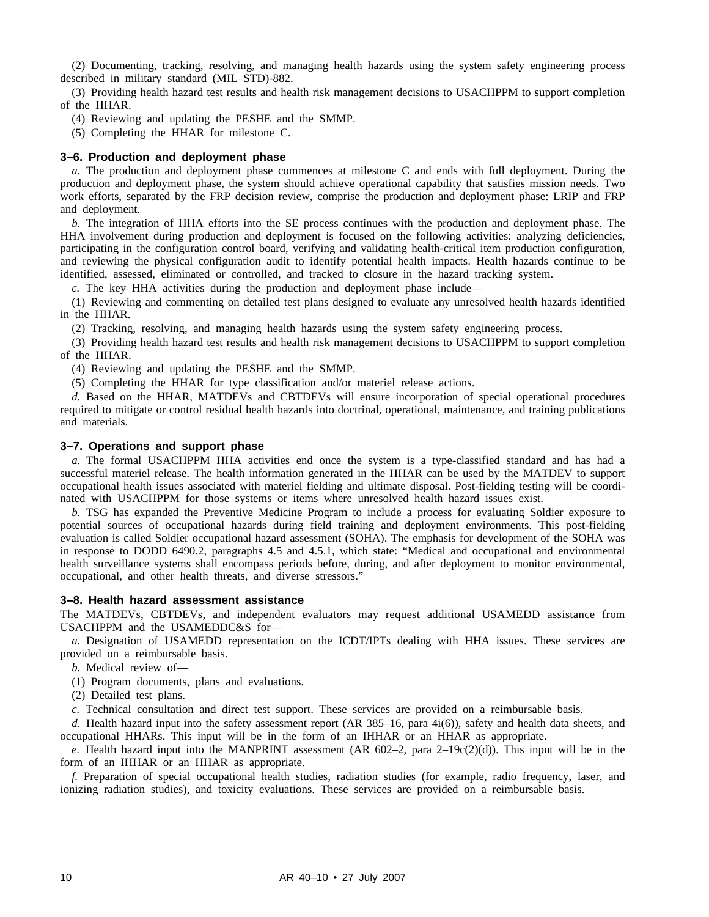(2) Documenting, tracking, resolving, and managing health hazards using the system safety engineering process described in military standard (MIL–STD)-882.

(3) Providing health hazard test results and health risk management decisions to USACHPPM to support completion of the HHAR.

(4) Reviewing and updating the PESHE and the SMMP.

(5) Completing the HHAR for milestone C.

### 3–6. Production and deployment phase

*a.* The production and deployment phase commences at milestone C and ends with full deployment. During the production and deployment phase, the system should achieve operational capability that satisfies mission needs. Two work efforts, separated by the FRP decision review, comprise the production and deployment phase: LRIP and FRP and deployment.

*b.* The integration of HHA efforts into the SE process continues with the production and deployment phase. The HHA involvement during production and deployment is focused on the following activities: analyzing deficiencies, participating in the configuration control board, verifying and validating health-critical item production configuration, and reviewing the physical configuration audit to identify potential health impacts. Health hazards continue to be identified, assessed, eliminated or controlled, and tracked to closure in the hazard tracking system.

*c.* The key HHA activities during the production and deployment phase include—

(1) Reviewing and commenting on detailed test plans designed to evaluate any unresolved health hazards identified in the HHAR.

(2) Tracking, resolving, and managing health hazards using the system safety engineering process.

(3) Providing health hazard test results and health risk management decisions to USACHPPM to support completion of the HHAR.

(4) Reviewing and updating the PESHE and the SMMP.

(5) Completing the HHAR for type classification and/or materiel release actions.

*d.* Based on the HHAR, MATDEVs and CBTDEVs will ensure incorporation of special operational procedures required to mitigate or control residual health hazards into doctrinal, operational, maintenance, and training publications and materials.

### 3–7. Operations and support phase

*a.* The formal USACHPPM HHA activities end once the system is a type-classified standard and has had a successful materiel release. The health information generated in the HHAR can be used by the MATDEV to support occupational health issues associated with materiel fielding and ultimate disposal. Post-fielding testing will be coordinated with USACHPPM for those systems or items where unresolved health hazard issues exist.

*b.* TSG has expanded the Preventive Medicine Program to include a process for evaluating Soldier exposure to potential sources of occupational hazards during field training and deployment environments. This post-fielding evaluation is called Soldier occupational hazard assessment (SOHA). The emphasis for development of the SOHA was in response to DODD 6490.2, paragraphs 4.5 and 4.5.1, which state: "Medical and occupational and environmental health surveillance systems shall encompass periods before, during, and after deployment to monitor environmental, occupational, and other health threats, and diverse stressors."

### 3–8. Health hazard assessment assistance

The MATDEVs, CBTDEVs, and independent evaluators may request additional USAMEDD assistance from USACHPPM and the USAMEDDC&S for—

*a.* Designation of USAMEDD representation on the ICDT/IPTs dealing with HHA issues. These services are provided on a reimbursable basis.

*b.* Medical review of—

(1) Program documents, plans and evaluations.

(2) Detailed test plans.

*c.* Technical consultation and direct test support. These services are provided on a reimbursable basis.

*d.* Health hazard input into the safety assessment report (AR 385–16, para 4i(6)), safety and health data sheets, and occupational HHARs. This input will be in the form of an IHHAR or an HHAR as appropriate.

*e.* Health hazard input into the MANPRINT assessment (AR 602–2, para 2–19c(2)(d)). This input will be in the form of an IHHAR or an HHAR as appropriate.

*f.* Preparation of special occupational health studies, radiation studies (for example, radio frequency, laser, and ionizing radiation studies), and toxicity evaluations. These services are provided on a reimbursable basis.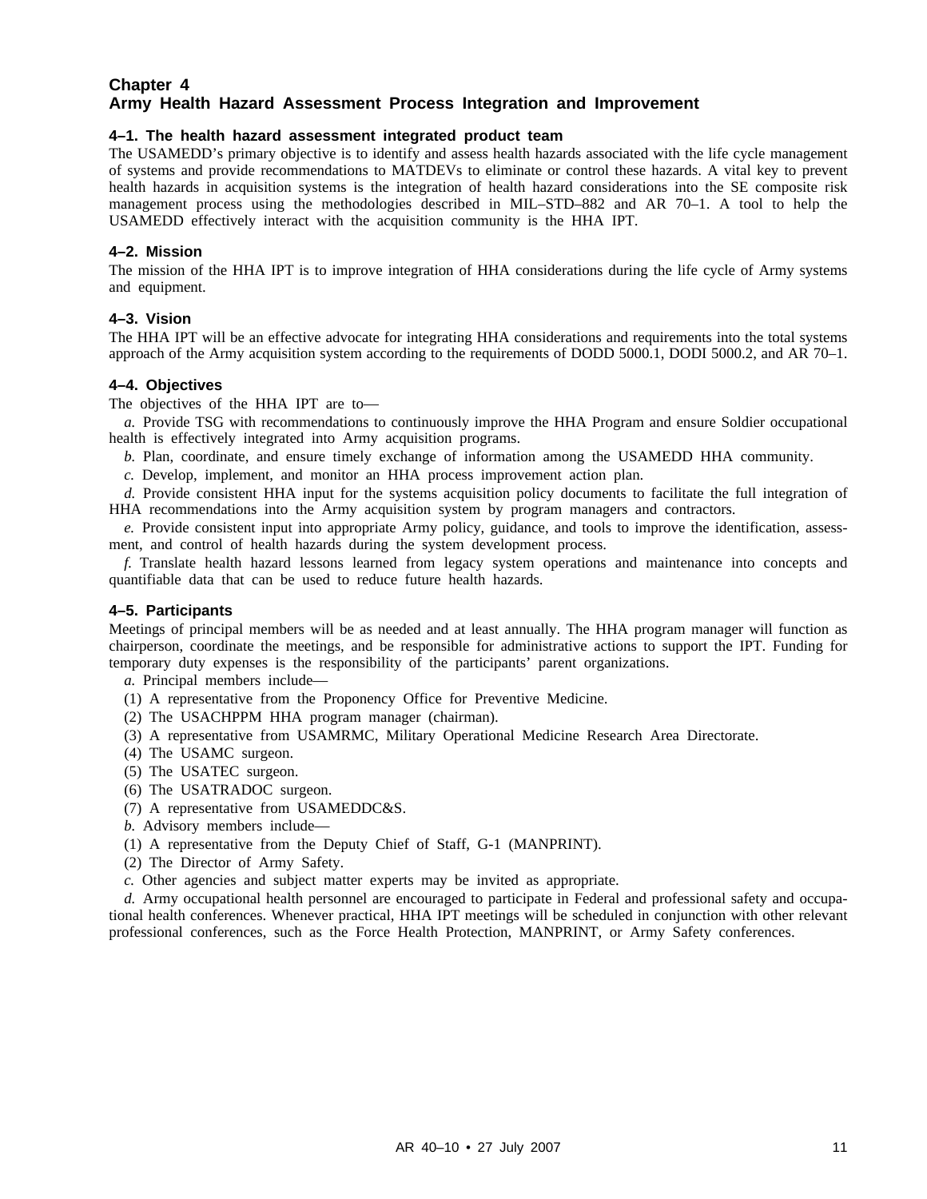# Chapter 4
# Army Health Hazard Assessment Process Integration and Improvement

## 4–1. The health hazard assessment integrated product team

The USAMEDD's primary objective is to identify and assess health hazards associated with the life cycle management of systems and provide recommendations to MATDEVs to eliminate or control these hazards. A vital key to prevent health hazards in acquisition systems is the integration of health hazard considerations into the SE composite risk management process using the methodologies described in MIL–STD–882 and AR 70–1. A tool to help the USAMEDD effectively interact with the acquisition community is the HHA IPT.

## 4–2. Mission

The mission of the HHA IPT is to improve integration of HHA considerations during the life cycle of Army systems and equipment.

## 4–3. Vision

The HHA IPT will be an effective advocate for integrating HHA considerations and requirements into the total systems approach of the Army acquisition system according to the requirements of DODD 5000.1, DODI 5000.2, and AR 70–1.

## 4–4. Objectives

The objectives of the HHA IPT are to—

*a.* Provide TSG with recommendations to continuously improve the HHA Program and ensure Soldier occupational health is effectively integrated into Army acquisition programs.

*b.* Plan, coordinate, and ensure timely exchange of information among the USAMEDD HHA community.

*c.* Develop, implement, and monitor an HHA process improvement action plan.

*d.* Provide consistent HHA input for the systems acquisition policy documents to facilitate the full integration of HHA recommendations into the Army acquisition system by program managers and contractors.

*e.* Provide consistent input into appropriate Army policy, guidance, and tools to improve the identification, assessment, and control of health hazards during the system development process.

*f.* Translate health hazard lessons learned from legacy system operations and maintenance into concepts and quantifiable data that can be used to reduce future health hazards.

## 4–5. Participants

Meetings of principal members will be as needed and at least annually. The HHA program manager will function as chairperson, coordinate the meetings, and be responsible for administrative actions to support the IPT. Funding for temporary duty expenses is the responsibility of the participants' parent organizations.

*a.* Principal members include—

(1) A representative from the Proponency Office for Preventive Medicine.

(2) The USACHPPM HHA program manager (chairman).

(3) A representative from USAMRMC, Military Operational Medicine Research Area Directorate.

(4) The USAMC surgeon.

(5) The USATEC surgeon.

(6) The USATRADOC surgeon.

(7) A representative from USAMEDDC&S.

*b.* Advisory members include—

(1) A representative from the Deputy Chief of Staff, G-1 (MANPRINT).

(2) The Director of Army Safety.

*c.* Other agencies and subject matter experts may be invited as appropriate.

*d.* Army occupational health personnel are encouraged to participate in Federal and professional safety and occupational health conferences. Whenever practical, HHA IPT meetings will be scheduled in conjunction with other relevant professional conferences, such as the Force Health Protection, MANPRINT, or Army Safety conferences.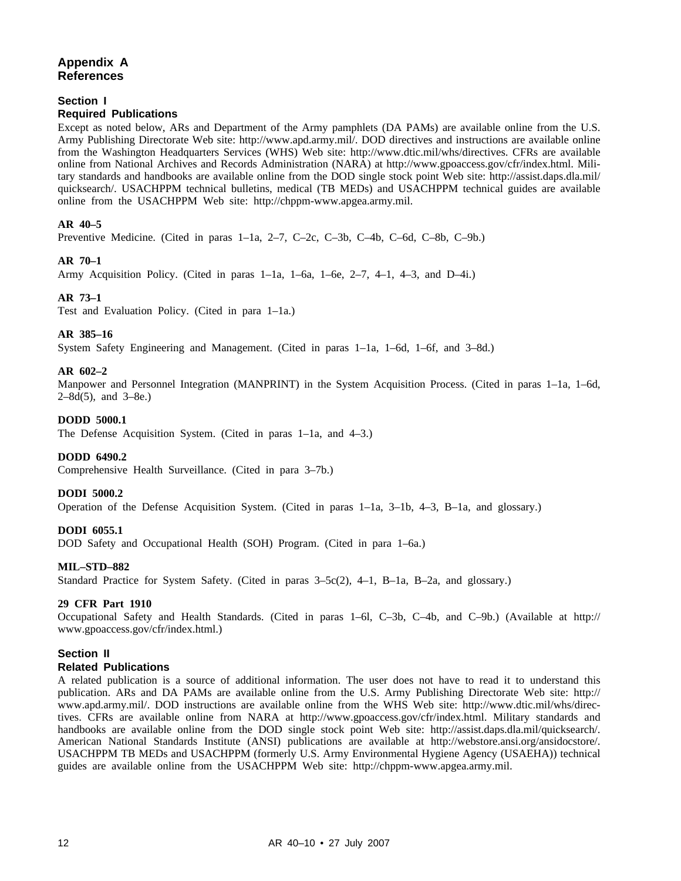# Appendix A
# References

## Section I
## Required Publications

Except as noted below, ARs and Department of the Army pamphlets (DA PAMs) are available online from the U.S. Army Publishing Directorate Web site: http://www.apd.army.mil/. DOD directives and instructions are available online from the Washington Headquarters Services (WHS) Web site: http://www.dtic.mil/whs/directives. CFRs are available online from National Archives and Records Administration (NARA) at http://www.gpoaccess.gov/cfr/index.html. Military standards and handbooks are available online from the DOD single stock point Web site: http://assist.daps.dla.mil/quicksearch/. USACHPPM technical bulletins, medical (TB MEDs) and USACHPPM technical guides are available online from the USACHPPM Web site: http://chppm-www.apgea.army.mil.

**AR 40–5**
Preventive Medicine. (Cited in paras 1–1a, 2–7, C–2c, C–3b, C–4b, C–6d, C–8b, C–9b.)

**AR 70–1**
Army Acquisition Policy. (Cited in paras 1–1a, 1–6a, 1–6e, 2–7, 4–1, 4–3, and D–4i.)

**AR 73–1**
Test and Evaluation Policy. (Cited in para 1–1a.)

**AR 385–16**
System Safety Engineering and Management. (Cited in paras 1–1a, 1–6d, 1–6f, and 3–8d.)

**AR 602–2**
Manpower and Personnel Integration (MANPRINT) in the System Acquisition Process. (Cited in paras 1–1a, 1–6d, 2–8d(5), and 3–8e.)

**DODD 5000.1**
The Defense Acquisition System. (Cited in paras 1–1a, and 4–3.)

**DODD 6490.2**
Comprehensive Health Surveillance. (Cited in para 3–7b.)

**DODI 5000.2**
Operation of the Defense Acquisition System. (Cited in paras 1–1a, 3–1b, 4–3, B–1a, and glossary.)

**DODI 6055.1**
DOD Safety and Occupational Health (SOH) Program. (Cited in para 1–6a.)

**MIL–STD–882**
Standard Practice for System Safety. (Cited in paras 3–5c(2), 4–1, B–1a, B–2a, and glossary.)

**29 CFR Part 1910**
Occupational Safety and Health Standards. (Cited in paras 1–6l, C–3b, C–4b, and C–9b.) (Available at http://www.gpoaccess.gov/cfr/index.html.)

## Section II
## Related Publications

A related publication is a source of additional information. The user does not have to read it to understand this publication. ARs and DA PAMs are available online from the U.S. Army Publishing Directorate Web site: http://www.apd.army.mil/. DOD instructions are available online from the WHS Web site: http://www.dtic.mil/whs/directives. CFRs are available online from NARA at http://www.gpoaccess.gov/cfr/index.html. Military standards and handbooks are available online from the DOD single stock point Web site: http://assist.daps.dla.mil/quicksearch/. American National Standards Institute (ANSI) publications are available at http://webstore.ansi.org/ansidocstore/. USACHPPM TB MEDs and USACHPPM (formerly U.S. Army Environmental Hygiene Agency (USAEHA)) technical guides are available online from the USACHPPM Web site: http://chppm-www.apgea.army.mil.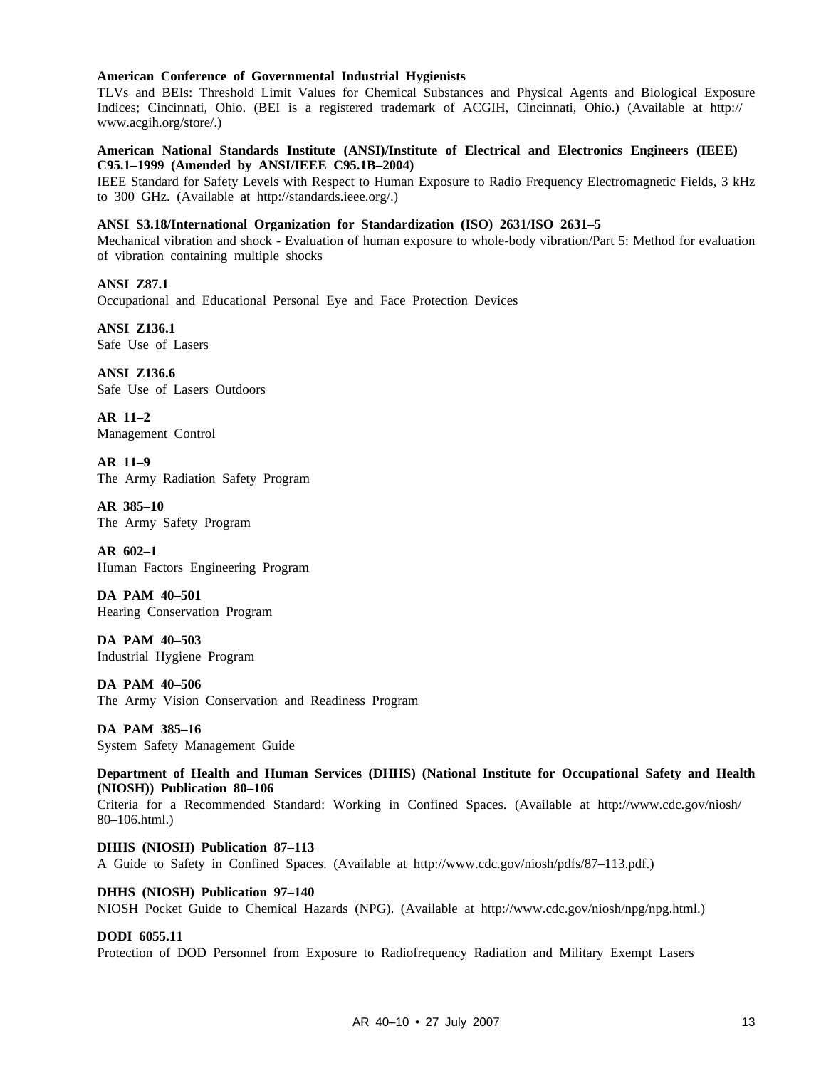**American Conference of Governmental Industrial Hygienists**
TLVs and BEIs: Threshold Limit Values for Chemical Substances and Physical Agents and Biological Exposure Indices; Cincinnati, Ohio. (BEI is a registered trademark of ACGIH, Cincinnati, Ohio.) (Available at http:// www.acgih.org/store/.)

**American National Standards Institute (ANSI)/Institute of Electrical and Electronics Engineers (IEEE) C95.1–1999 (Amended by ANSI/IEEE C95.1B–2004)**
IEEE Standard for Safety Levels with Respect to Human Exposure to Radio Frequency Electromagnetic Fields, 3 kHz to 300 GHz. (Available at http://standards.ieee.org/.)

**ANSI S3.18/International Organization for Standardization (ISO) 2631/ISO 2631–5**
Mechanical vibration and shock - Evaluation of human exposure to whole-body vibration/Part 5: Method for evaluation of vibration containing multiple shocks

**ANSI Z87.1**
Occupational and Educational Personal Eye and Face Protection Devices

**ANSI Z136.1**
Safe Use of Lasers

**ANSI Z136.6**
Safe Use of Lasers Outdoors

**AR 11–2**
Management Control

**AR 11–9**
The Army Radiation Safety Program

**AR 385–10**
The Army Safety Program

**AR 602–1**
Human Factors Engineering Program

**DA PAM 40–501**
Hearing Conservation Program

**DA PAM 40–503**
Industrial Hygiene Program

**DA PAM 40–506**
The Army Vision Conservation and Readiness Program

**DA PAM 385–16**
System Safety Management Guide

**Department of Health and Human Services (DHHS) (National Institute for Occupational Safety and Health (NIOSH)) Publication 80–106**
Criteria for a Recommended Standard: Working in Confined Spaces. (Available at http://www.cdc.gov/niosh/ 80–106.html.)

**DHHS (NIOSH) Publication 87–113**
A Guide to Safety in Confined Spaces. (Available at http://www.cdc.gov/niosh/pdfs/87–113.pdf.)

**DHHS (NIOSH) Publication 97–140**
NIOSH Pocket Guide to Chemical Hazards (NPG). (Available at http://www.cdc.gov/niosh/npg/npg.html.)

**DODI 6055.11**
Protection of DOD Personnel from Exposure to Radiofrequency Radiation and Military Exempt Lasers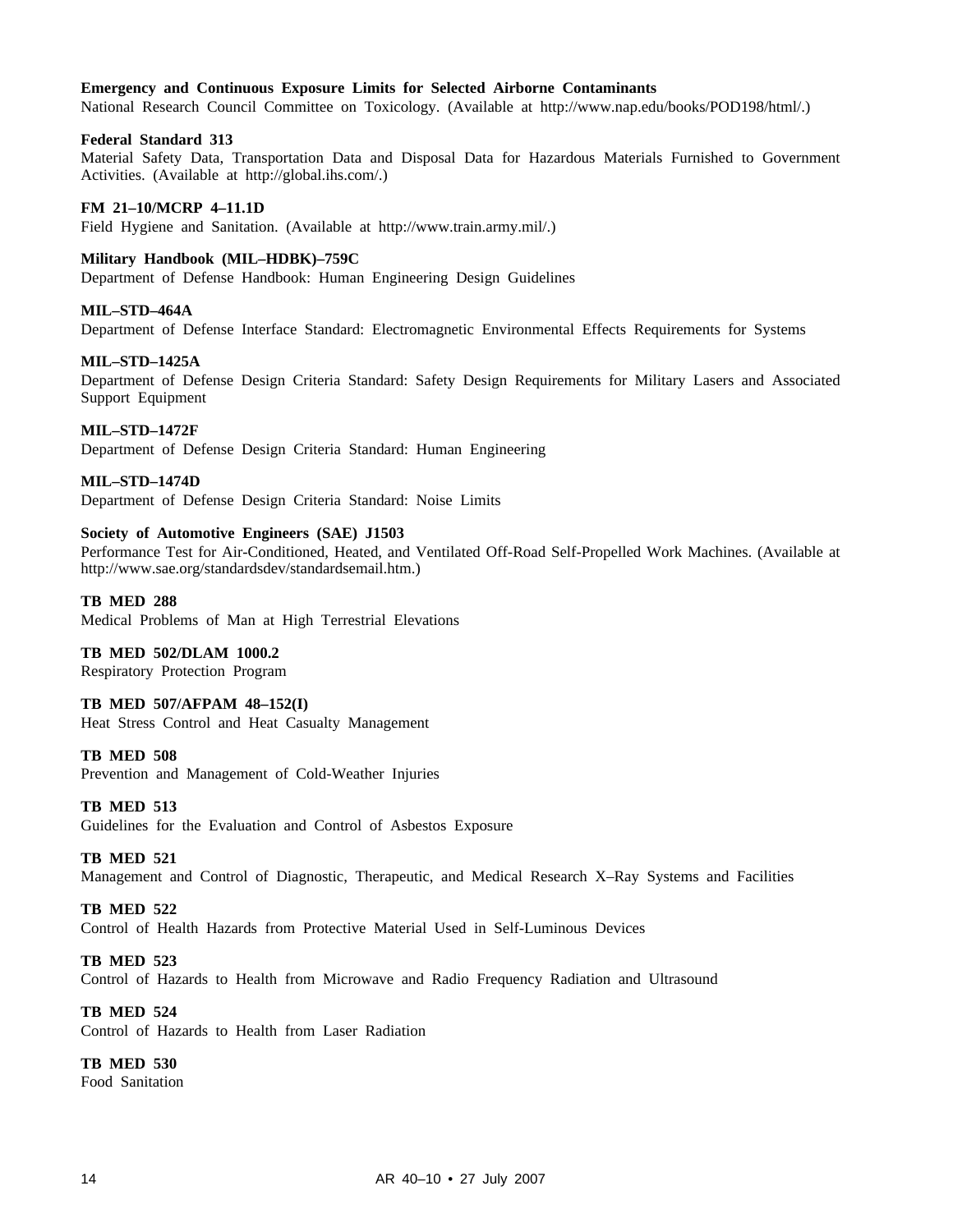**Emergency and Continuous Exposure Limits for Selected Airborne Contaminants**
National Research Council Committee on Toxicology. (Available at http://www.nap.edu/books/POD198/html/.)

**Federal Standard 313**
Material Safety Data, Transportation Data and Disposal Data for Hazardous Materials Furnished to Government Activities. (Available at http://global.ihs.com/.)

**FM 21–10/MCRP 4–11.1D**
Field Hygiene and Sanitation. (Available at http://www.train.army.mil/.)

**Military Handbook (MIL–HDBK)–759C**
Department of Defense Handbook: Human Engineering Design Guidelines

**MIL–STD–464A**
Department of Defense Interface Standard: Electromagnetic Environmental Effects Requirements for Systems

**MIL–STD–1425A**
Department of Defense Design Criteria Standard: Safety Design Requirements for Military Lasers and Associated Support Equipment

**MIL–STD–1472F**
Department of Defense Design Criteria Standard: Human Engineering

**MIL–STD–1474D**
Department of Defense Design Criteria Standard: Noise Limits

**Society of Automotive Engineers (SAE) J1503**
Performance Test for Air-Conditioned, Heated, and Ventilated Off-Road Self-Propelled Work Machines. (Available at http://www.sae.org/standardsdev/standardsemail.htm.)

**TB MED 288**
Medical Problems of Man at High Terrestrial Elevations

**TB MED 502/DLAM 1000.2**
Respiratory Protection Program

**TB MED 507/AFPAM 48–152(I)**
Heat Stress Control and Heat Casualty Management

**TB MED 508**
Prevention and Management of Cold-Weather Injuries

**TB MED 513**
Guidelines for the Evaluation and Control of Asbestos Exposure

**TB MED 521**
Management and Control of Diagnostic, Therapeutic, and Medical Research X–Ray Systems and Facilities

**TB MED 522**
Control of Health Hazards from Protective Material Used in Self-Luminous Devices

**TB MED 523**
Control of Hazards to Health from Microwave and Radio Frequency Radiation and Ultrasound

**TB MED 524**
Control of Hazards to Health from Laser Radiation

**TB MED 530**
Food Sanitation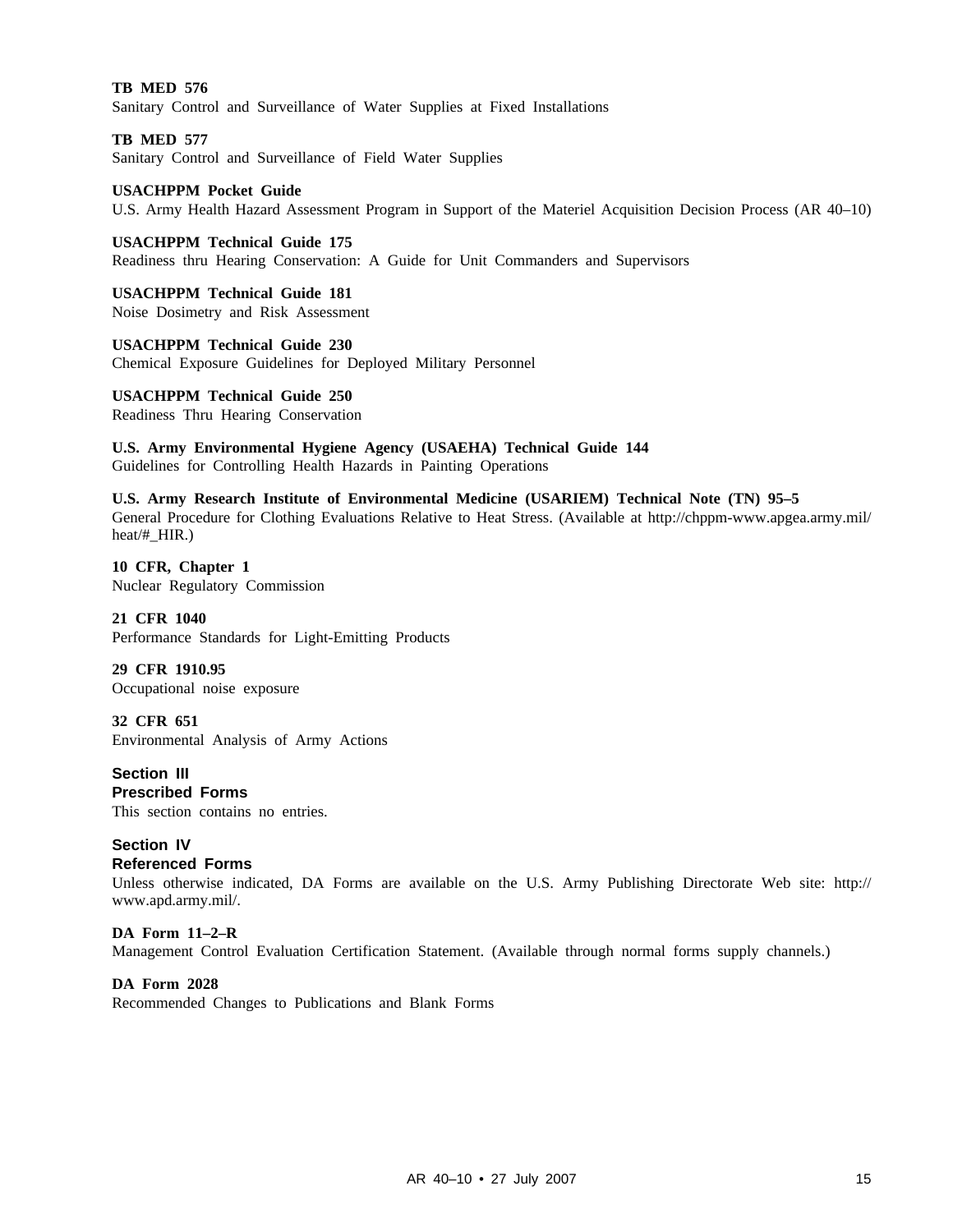**TB MED 576**
Sanitary Control and Surveillance of Water Supplies at Fixed Installations

**TB MED 577**
Sanitary Control and Surveillance of Field Water Supplies

**USACHPPM Pocket Guide**
U.S. Army Health Hazard Assessment Program in Support of the Materiel Acquisition Decision Process (AR 40–10)

**USACHPPM Technical Guide 175**
Readiness thru Hearing Conservation: A Guide for Unit Commanders and Supervisors

**USACHPPM Technical Guide 181**
Noise Dosimetry and Risk Assessment

**USACHPPM Technical Guide 230**
Chemical Exposure Guidelines for Deployed Military Personnel

**USACHPPM Technical Guide 250**
Readiness Thru Hearing Conservation

**U.S. Army Environmental Hygiene Agency (USAEHA) Technical Guide 144**
Guidelines for Controlling Health Hazards in Painting Operations

**U.S. Army Research Institute of Environmental Medicine (USARIEM) Technical Note (TN) 95–5**
General Procedure for Clothing Evaluations Relative to Heat Stress. (Available at http://chppm-www.apgea.army.mil/heat/#_HIR.)

**10 CFR, Chapter 1**
Nuclear Regulatory Commission

**21 CFR 1040**
Performance Standards for Light-Emitting Products

**29 CFR 1910.95**
Occupational noise exposure

**32 CFR 651**
Environmental Analysis of Army Actions

## Section III
## Prescribed Forms
This section contains no entries.

## Section IV
## Referenced Forms
Unless otherwise indicated, DA Forms are available on the U.S. Army Publishing Directorate Web site: http://www.apd.army.mil/.

**DA Form 11–2–R**
Management Control Evaluation Certification Statement. (Available through normal forms supply channels.)

**DA Form 2028**
Recommended Changes to Publications and Blank Forms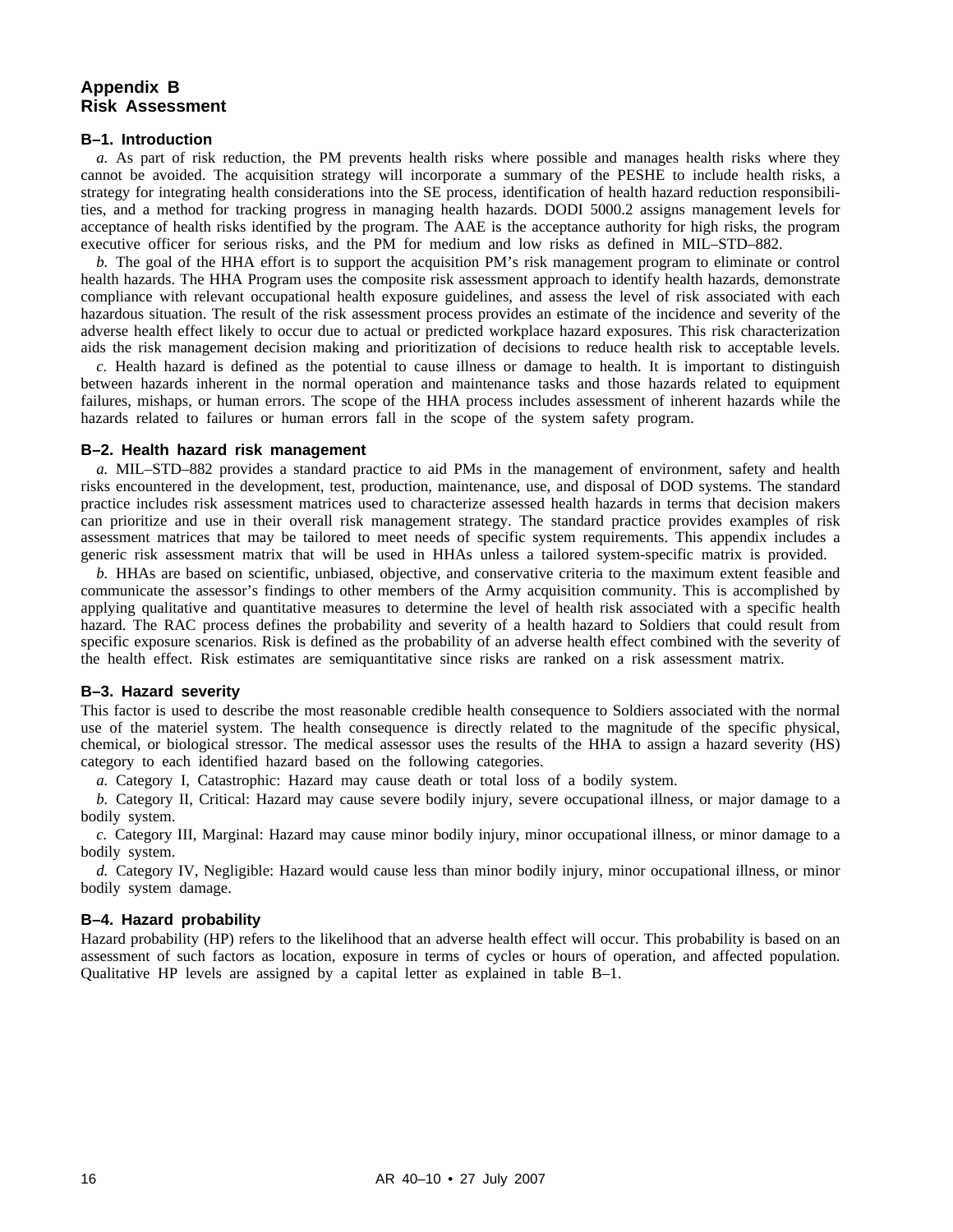# Appendix B
# Risk Assessment

### B–1. Introduction

*a.* As part of risk reduction, the PM prevents health risks where possible and manages health risks where they cannot be avoided. The acquisition strategy will incorporate a summary of the PESHE to include health risks, a strategy for integrating health considerations into the SE process, identification of health hazard reduction responsibilities, and a method for tracking progress in managing health hazards. DODI 5000.2 assigns management levels for acceptance of health risks identified by the program. The AAE is the acceptance authority for high risks, the program executive officer for serious risks, and the PM for medium and low risks as defined in MIL–STD–882.

*b.* The goal of the HHA effort is to support the acquisition PM's risk management program to eliminate or control health hazards. The HHA Program uses the composite risk assessment approach to identify health hazards, demonstrate compliance with relevant occupational health exposure guidelines, and assess the level of risk associated with each hazardous situation. The result of the risk assessment process provides an estimate of the incidence and severity of the adverse health effect likely to occur due to actual or predicted workplace hazard exposures. This risk characterization aids the risk management decision making and prioritization of decisions to reduce health risk to acceptable levels.

*c.* Health hazard is defined as the potential to cause illness or damage to health. It is important to distinguish between hazards inherent in the normal operation and maintenance tasks and those hazards related to equipment failures, mishaps, or human errors. The scope of the HHA process includes assessment of inherent hazards while the hazards related to failures or human errors fall in the scope of the system safety program.

### B–2. Health hazard risk management

*a.* MIL–STD–882 provides a standard practice to aid PMs in the management of environment, safety and health risks encountered in the development, test, production, maintenance, use, and disposal of DOD systems. The standard practice includes risk assessment matrices used to characterize assessed health hazards in terms that decision makers can prioritize and use in their overall risk management strategy. The standard practice provides examples of risk assessment matrices that may be tailored to meet needs of specific system requirements. This appendix includes a generic risk assessment matrix that will be used in HHAs unless a tailored system-specific matrix is provided.

*b.* HHAs are based on scientific, unbiased, objective, and conservative criteria to the maximum extent feasible and communicate the assessor's findings to other members of the Army acquisition community. This is accomplished by applying qualitative and quantitative measures to determine the level of health risk associated with a specific health hazard. The RAC process defines the probability and severity of a health hazard to Soldiers that could result from specific exposure scenarios. Risk is defined as the probability of an adverse health effect combined with the severity of the health effect. Risk estimates are semiquantitative since risks are ranked on a risk assessment matrix.

### B–3. Hazard severity

This factor is used to describe the most reasonable credible health consequence to Soldiers associated with the normal use of the materiel system. The health consequence is directly related to the magnitude of the specific physical, chemical, or biological stressor. The medical assessor uses the results of the HHA to assign a hazard severity (HS) category to each identified hazard based on the following categories.

*a.* Category I, Catastrophic: Hazard may cause death or total loss of a bodily system.

*b.* Category II, Critical: Hazard may cause severe bodily injury, severe occupational illness, or major damage to a bodily system.

*c.* Category III, Marginal: Hazard may cause minor bodily injury, minor occupational illness, or minor damage to a bodily system.

*d.* Category IV, Negligible: Hazard would cause less than minor bodily injury, minor occupational illness, or minor bodily system damage.

### B–4. Hazard probability

Hazard probability (HP) refers to the likelihood that an adverse health effect will occur. This probability is based on an assessment of such factors as location, exposure in terms of cycles or hours of operation, and affected population. Qualitative HP levels are assigned by a capital letter as explained in table B–1.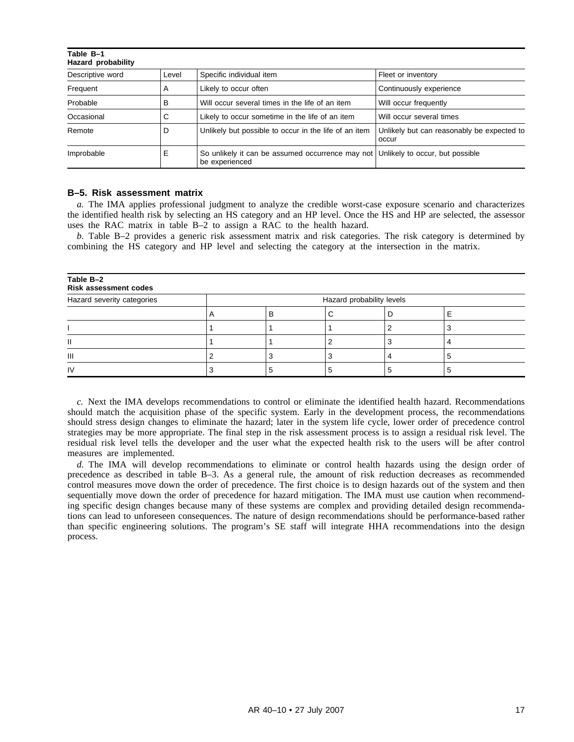**Table B–1**
**Hazard probability**

| Descriptive word | Level | Specific individual item | Fleet or inventory |
| --- | --- | --- | --- |
| Frequent | A | Likely to occur often | Continuously experience |
| Probable | B | Will occur several times in the life of an item | Will occur frequently |
| Occasional | C | Likely to occur sometime in the life of an item | Will occur several times |
| Remote | D | Unlikely but possible to occur in the life of an item | Unlikely but can reasonably be expected to occur |
| Improbable | E | So unlikely it can be assumed occurrence may not be experienced | Unlikely to occur, but possible |

### B–5. Risk assessment matrix

*a.* The IMA applies professional judgment to analyze the credible worst-case exposure scenario and characterizes the identified health risk by selecting an HS category and an HP level. Once the HS and HP are selected, the assessor uses the RAC matrix in table B–2 to assign a RAC to the health hazard.

*b.* Table B–2 provides a generic risk assessment matrix and risk categories. The risk category is determined by combining the HS category and HP level and selecting the category at the intersection in the matrix.

**Table B–2**
**Risk assessment codes**

| Hazard severity categories | Hazard probability levels | | | | |
| --- | --- | --- | --- | --- | --- |
| | A | B | C | D | E |
| I | 1 | 1 | 1 | 2 | 3 |
| II | 1 | 1 | 2 | 3 | 4 |
| III | 2 | 3 | 3 | 4 | 5 |
| IV | 3 | 5 | 5 | 5 | 5 |

*c.* Next the IMA develops recommendations to control or eliminate the identified health hazard. Recommendations should match the acquisition phase of the specific system. Early in the development process, the recommendations should stress design changes to eliminate the hazard; later in the system life cycle, lower order of precedence control strategies may be more appropriate. The final step in the risk assessment process is to assign a residual risk level. The residual risk level tells the developer and the user what the expected health risk to the users will be after control measures are implemented.

*d.* The IMA will develop recommendations to eliminate or control health hazards using the design order of precedence as described in table B–3. As a general rule, the amount of risk reduction decreases as recommended control measures move down the order of precedence. The first choice is to design hazards out of the system and then sequentially move down the order of precedence for hazard mitigation. The IMA must use caution when recommending specific design changes because many of these systems are complex and providing detailed design recommendations can lead to unforeseen consequences. The nature of design recommendations should be performance-based rather than specific engineering solutions. The program's SE staff will integrate HHA recommendations into the design process.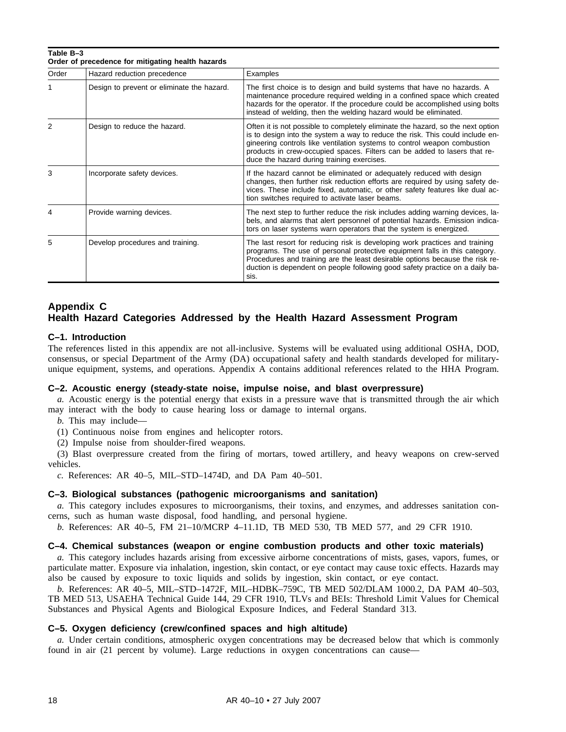**Table B–3**
**Order of precedence for mitigating health hazards**

| Order | Hazard reduction precedence | Examples |
|---|---|---|
| 1 | Design to prevent or eliminate the hazard. | The first choice is to design and build systems that have no hazards. A maintenance procedure required welding in a confined space which created hazards for the operator. If the procedure could be accomplished using bolts instead of welding, then the welding hazard would be eliminated. |
| 2 | Design to reduce the hazard. | Often it is not possible to completely eliminate the hazard, so the next option is to design into the system a way to reduce the risk. This could include engineering controls like ventilation systems to control weapon combustion products in crew-occupied spaces. Filters can be added to lasers that reduce the hazard during training exercises. |
| 3 | Incorporate safety devices. | If the hazard cannot be eliminated or adequately reduced with design changes, then further risk reduction efforts are required by using safety devices. These include fixed, automatic, or other safety features like dual action switches required to activate laser beams. |
| 4 | Provide warning devices. | The next step to further reduce the risk includes adding warning devices, labels, and alarms that alert personnel of potential hazards. Emission indicators on laser systems warn operators that the system is energized. |
| 5 | Develop procedures and training. | The last resort for reducing risk is developing work practices and training programs. The use of personal protective equipment falls in this category. Procedures and training are the least desirable options because the risk reduction is dependent on people following good safety practice on a daily basis. |

# Appendix C
# Health Hazard Categories Addressed by the Health Hazard Assessment Program

### C–1. Introduction

The references listed in this appendix are not all-inclusive. Systems will be evaluated using additional OSHA, DOD, consensus, or special Department of the Army (DA) occupational safety and health standards developed for military-unique equipment, systems, and operations. Appendix A contains additional references related to the HHA Program.

### C–2. Acoustic energy (steady-state noise, impulse noise, and blast overpressure)

*a.* Acoustic energy is the potential energy that exists in a pressure wave that is transmitted through the air which may interact with the body to cause hearing loss or damage to internal organs.

*b.* This may include—

(1) Continuous noise from engines and helicopter rotors.

(2) Impulse noise from shoulder-fired weapons.

(3) Blast overpressure created from the firing of mortars, towed artillery, and heavy weapons on crew-served vehicles.

*c.* References: AR 40–5, MIL–STD–1474D, and DA Pam 40–501.

### C–3. Biological substances (pathogenic microorganisms and sanitation)

*a.* This category includes exposures to microorganisms, their toxins, and enzymes, and addresses sanitation concerns, such as human waste disposal, food handling, and personal hygiene.

*b.* References: AR 40–5, FM 21–10/MCRP 4–11.1D, TB MED 530, TB MED 577, and 29 CFR 1910.

### C–4. Chemical substances (weapon or engine combustion products and other toxic materials)

*a.* This category includes hazards arising from excessive airborne concentrations of mists, gases, vapors, fumes, or particulate matter. Exposure via inhalation, ingestion, skin contact, or eye contact may cause toxic effects. Hazards may also be caused by exposure to toxic liquids and solids by ingestion, skin contact, or eye contact.

*b.* References: AR 40–5, MIL–STD–1472F, MIL–HDBK–759C, TB MED 502/DLAM 1000.2, DA PAM 40–503, TB MED 513, USAEHA Technical Guide 144, 29 CFR 1910, TLVs and BEIs: Threshold Limit Values for Chemical Substances and Physical Agents and Biological Exposure Indices, and Federal Standard 313.

### C–5. Oxygen deficiency (crew/confined spaces and high altitude)

*a.* Under certain conditions, atmospheric oxygen concentrations may be decreased below that which is commonly found in air (21 percent by volume). Large reductions in oxygen concentrations can cause—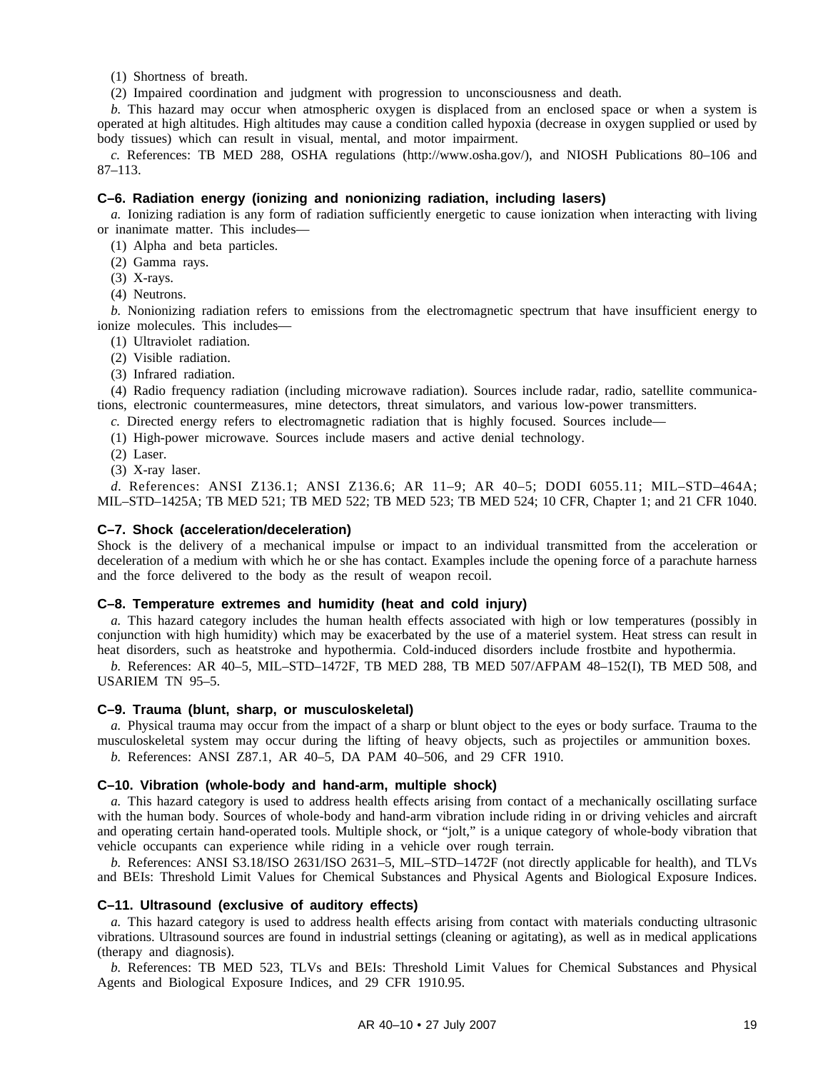(1) Shortness of breath.

(2) Impaired coordination and judgment with progression to unconsciousness and death.

*b.* This hazard may occur when atmospheric oxygen is displaced from an enclosed space or when a system is operated at high altitudes. High altitudes may cause a condition called hypoxia (decrease in oxygen supplied or used by body tissues) which can result in visual, mental, and motor impairment.

*c.* References: TB MED 288, OSHA regulations (http://www.osha.gov/), and NIOSH Publications 80–106 and 87–113.

### C–6. Radiation energy (ionizing and nonionizing radiation, including lasers)

*a.* Ionizing radiation is any form of radiation sufficiently energetic to cause ionization when interacting with living or inanimate matter. This includes—

(1) Alpha and beta particles.

(2) Gamma rays.

(3) X-rays.

(4) Neutrons.

*b.* Nonionizing radiation refers to emissions from the electromagnetic spectrum that have insufficient energy to ionize molecules. This includes—

(1) Ultraviolet radiation.

(2) Visible radiation.

(3) Infrared radiation.

(4) Radio frequency radiation (including microwave radiation). Sources include radar, radio, satellite communications, electronic countermeasures, mine detectors, threat simulators, and various low-power transmitters.

*c.* Directed energy refers to electromagnetic radiation that is highly focused. Sources include—

(1) High-power microwave. Sources include masers and active denial technology.

(2) Laser.

(3) X-ray laser.

*d.* References: ANSI Z136.1; ANSI Z136.6; AR 11–9; AR 40–5; DODI 6055.11; MIL–STD–464A; MIL–STD–1425A; TB MED 521; TB MED 522; TB MED 523; TB MED 524; 10 CFR, Chapter 1; and 21 CFR 1040.

### C–7. Shock (acceleration/deceleration)

Shock is the delivery of a mechanical impulse or impact to an individual transmitted from the acceleration or deceleration of a medium with which he or she has contact. Examples include the opening force of a parachute harness and the force delivered to the body as the result of weapon recoil.

### C–8. Temperature extremes and humidity (heat and cold injury)

*a.* This hazard category includes the human health effects associated with high or low temperatures (possibly in conjunction with high humidity) which may be exacerbated by the use of a materiel system. Heat stress can result in heat disorders, such as heatstroke and hypothermia. Cold-induced disorders include frostbite and hypothermia.

*b.* References: AR 40–5, MIL–STD–1472F, TB MED 288, TB MED 507/AFPAM 48–152(I), TB MED 508, and USARIEM TN 95–5.

### C–9. Trauma (blunt, sharp, or musculoskeletal)

*a.* Physical trauma may occur from the impact of a sharp or blunt object to the eyes or body surface. Trauma to the musculoskeletal system may occur during the lifting of heavy objects, such as projectiles or ammunition boxes.

*b.* References: ANSI Z87.1, AR 40–5, DA PAM 40–506, and 29 CFR 1910.

### C–10. Vibration (whole-body and hand-arm, multiple shock)

*a.* This hazard category is used to address health effects arising from contact of a mechanically oscillating surface with the human body. Sources of whole-body and hand-arm vibration include riding in or driving vehicles and aircraft and operating certain hand-operated tools. Multiple shock, or "jolt," is a unique category of whole-body vibration that vehicle occupants can experience while riding in a vehicle over rough terrain.

*b.* References: ANSI S3.18/ISO 2631/ISO 2631–5, MIL–STD–1472F (not directly applicable for health), and TLVs and BEIs: Threshold Limit Values for Chemical Substances and Physical Agents and Biological Exposure Indices.

### C–11. Ultrasound (exclusive of auditory effects)

*a.* This hazard category is used to address health effects arising from contact with materials conducting ultrasonic vibrations. Ultrasound sources are found in industrial settings (cleaning or agitating), as well as in medical applications (therapy and diagnosis).

*b.* References: TB MED 523, TLVs and BEIs: Threshold Limit Values for Chemical Substances and Physical Agents and Biological Exposure Indices, and 29 CFR 1910.95.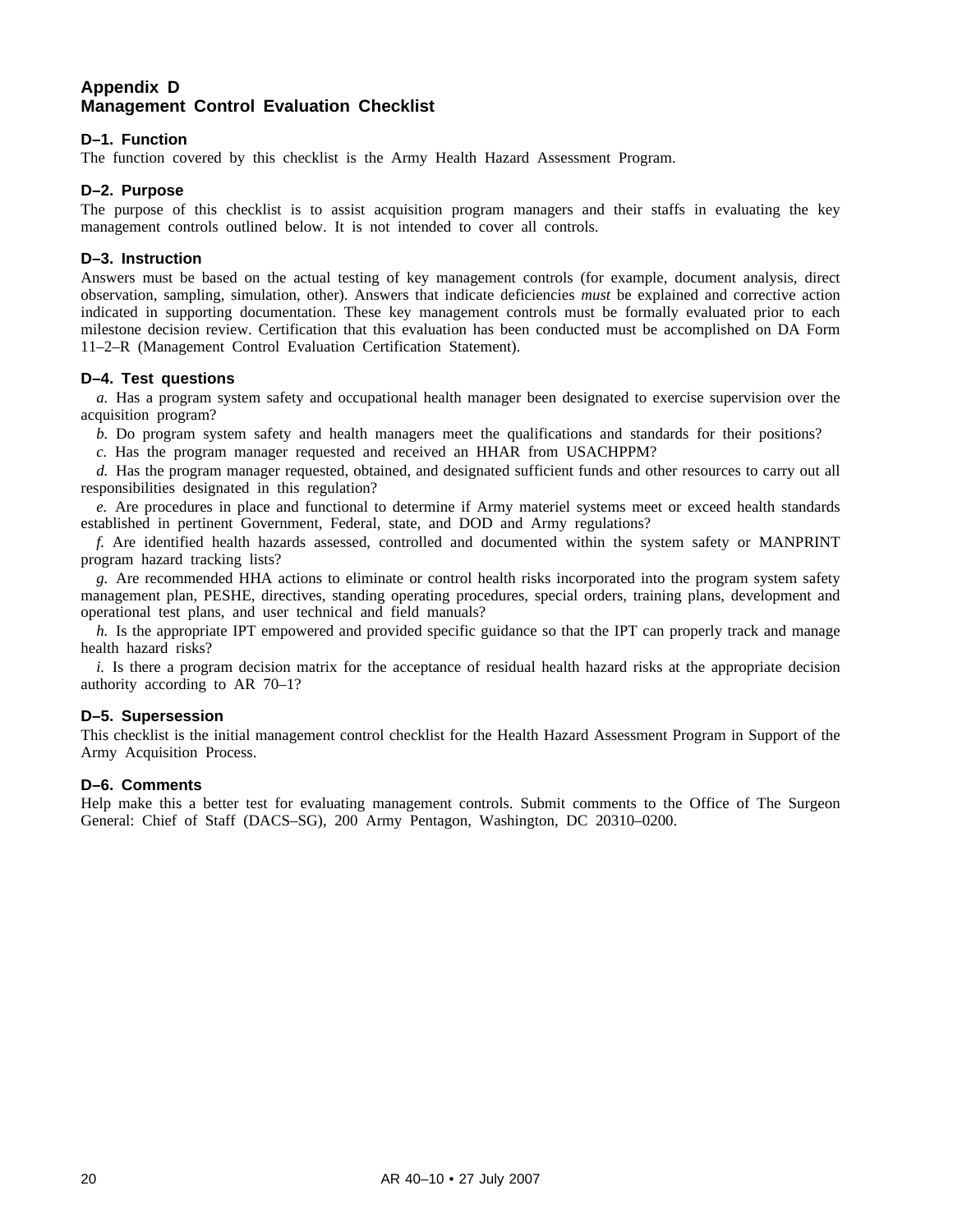# Appendix D
# Management Control Evaluation Checklist

### D–1. Function

The function covered by this checklist is the Army Health Hazard Assessment Program.

### D–2. Purpose

The purpose of this checklist is to assist acquisition program managers and their staffs in evaluating the key management controls outlined below. It is not intended to cover all controls.

### D–3. Instruction

Answers must be based on the actual testing of key management controls (for example, document analysis, direct observation, sampling, simulation, other). Answers that indicate deficiencies *must* be explained and corrective action indicated in supporting documentation. These key management controls must be formally evaluated prior to each milestone decision review. Certification that this evaluation has been conducted must be accomplished on DA Form 11–2–R (Management Control Evaluation Certification Statement).

### D–4. Test questions

*a.* Has a program system safety and occupational health manager been designated to exercise supervision over the acquisition program?

*b.* Do program system safety and health managers meet the qualifications and standards for their positions?

*c.* Has the program manager requested and received an HHAR from USACHPPM?

*d.* Has the program manager requested, obtained, and designated sufficient funds and other resources to carry out all responsibilities designated in this regulation?

*e.* Are procedures in place and functional to determine if Army materiel systems meet or exceed health standards established in pertinent Government, Federal, state, and DOD and Army regulations?

*f.* Are identified health hazards assessed, controlled and documented within the system safety or MANPRINT program hazard tracking lists?

*g.* Are recommended HHA actions to eliminate or control health risks incorporated into the program system safety management plan, PESHE, directives, standing operating procedures, special orders, training plans, development and operational test plans, and user technical and field manuals?

*h.* Is the appropriate IPT empowered and provided specific guidance so that the IPT can properly track and manage health hazard risks?

*i.* Is there a program decision matrix for the acceptance of residual health hazard risks at the appropriate decision authority according to AR 70–1?

### D–5. Supersession

This checklist is the initial management control checklist for the Health Hazard Assessment Program in Support of the Army Acquisition Process.

### D–6. Comments

Help make this a better test for evaluating management controls. Submit comments to the Office of The Surgeon General: Chief of Staff (DACS–SG), 200 Army Pentagon, Washington, DC 20310–0200.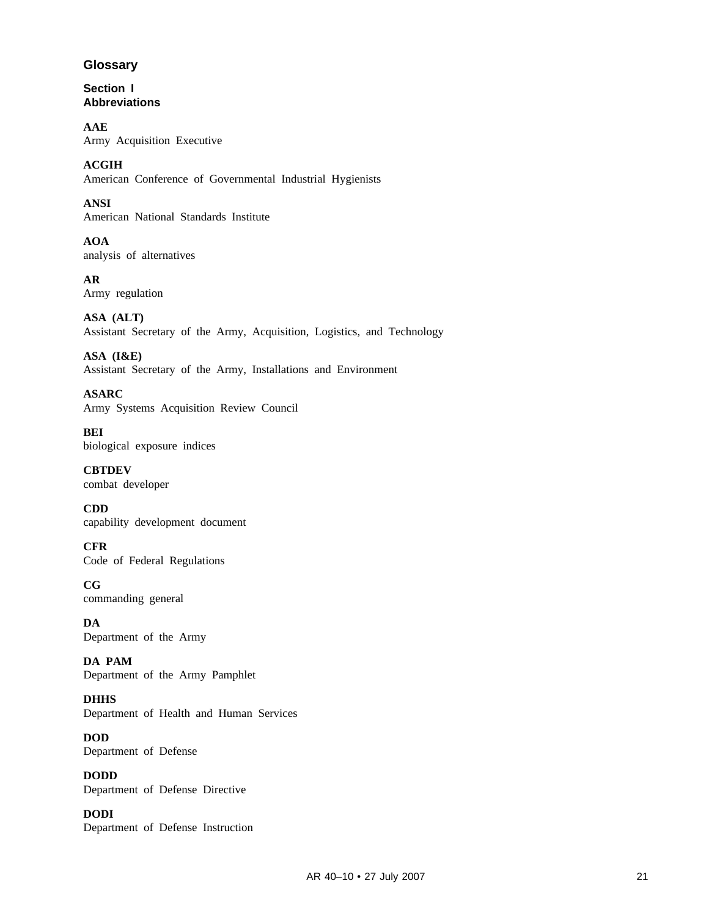# Glossary

## Section I
## Abbreviations

**AAE**
Army Acquisition Executive

**ACGIH**
American Conference of Governmental Industrial Hygienists

**ANSI**
American National Standards Institute

**AOA**
analysis of alternatives

**AR**
Army regulation

**ASA (ALT)**
Assistant Secretary of the Army, Acquisition, Logistics, and Technology

**ASA (I&E)**
Assistant Secretary of the Army, Installations and Environment

**ASARC**
Army Systems Acquisition Review Council

**BEI**
biological exposure indices

**CBTDEV**
combat developer

**CDD**
capability development document

**CFR**
Code of Federal Regulations

**CG**
commanding general

**DA**
Department of the Army

**DA PAM**
Department of the Army Pamphlet

**DHHS**
Department of Health and Human Services

**DOD**
Department of Defense

**DODD**
Department of Defense Directive

**DODI**
Department of Defense Instruction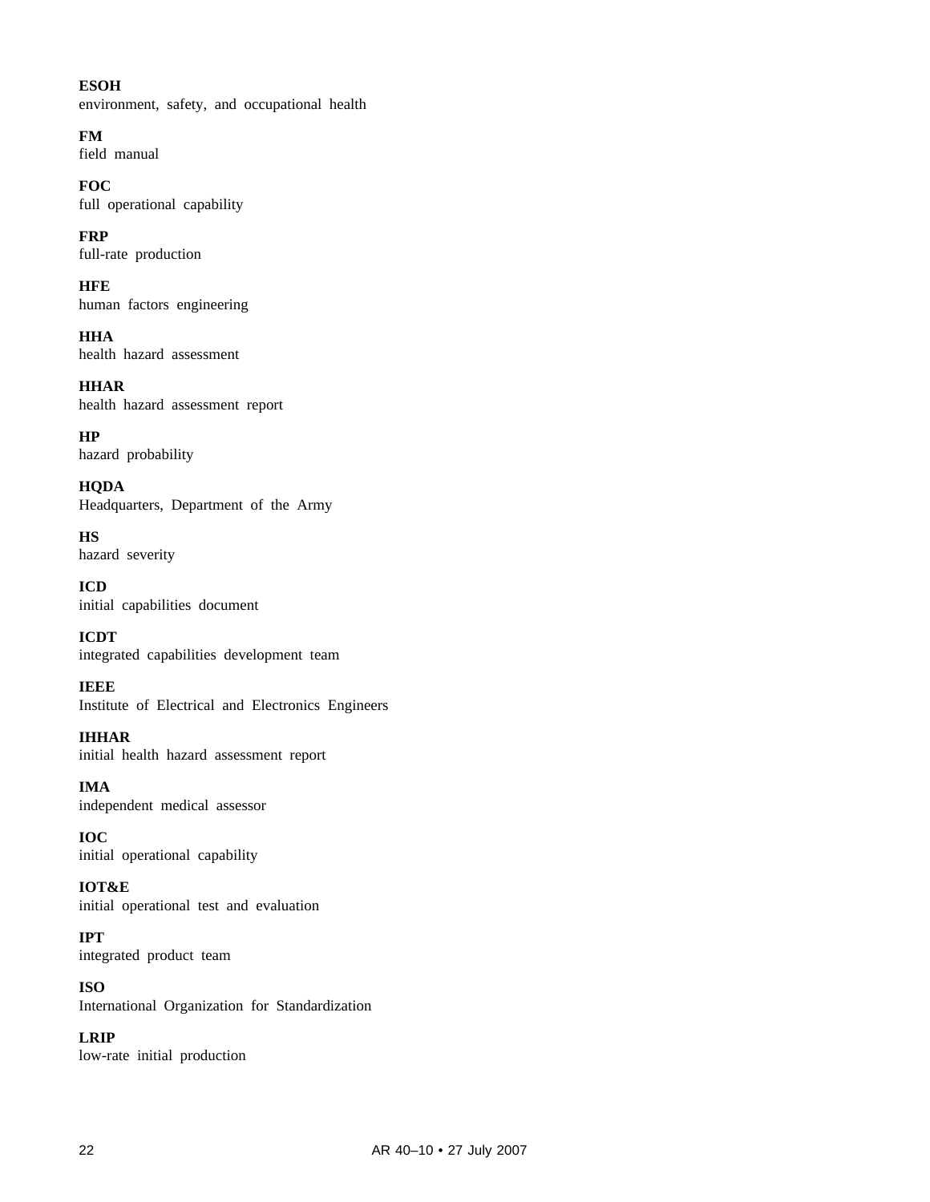**ESOH**
environment, safety, and occupational health

**FM**
field manual

**FOC**
full operational capability

**FRP**
full-rate production

**HFE**
human factors engineering

**HHA**
health hazard assessment

**HHAR**
health hazard assessment report

**HP**
hazard probability

**HQDA**
Headquarters, Department of the Army

**HS**
hazard severity

**ICD**
initial capabilities document

**ICDT**
integrated capabilities development team

**IEEE**
Institute of Electrical and Electronics Engineers

**IHHAR**
initial health hazard assessment report

**IMA**
independent medical assessor

**IOC**
initial operational capability

**IOT&E**
initial operational test and evaluation

**IPT**
integrated product team

**ISO**
International Organization for Standardization

**LRIP**
low-rate initial production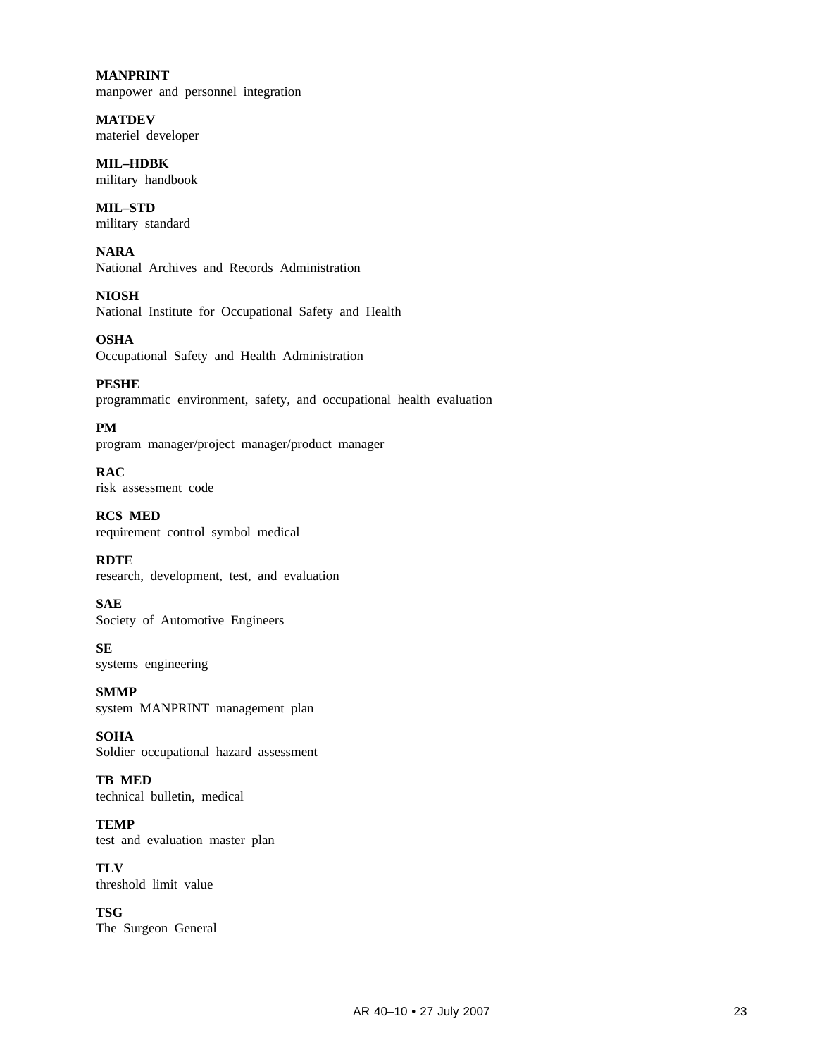**MANPRINT**
manpower and personnel integration

**MATDEV**
materiel developer

**MIL–HDBK**
military handbook

**MIL–STD**
military standard

**NARA**
National Archives and Records Administration

**NIOSH**
National Institute for Occupational Safety and Health

**OSHA**
Occupational Safety and Health Administration

**PESHE**
programmatic environment, safety, and occupational health evaluation

**PM**
program manager/project manager/product manager

**RAC**
risk assessment code

**RCS MED**
requirement control symbol medical

**RDTE**
research, development, test, and evaluation

**SAE**
Society of Automotive Engineers

**SE**
systems engineering

**SMMP**
system MANPRINT management plan

**SOHA**
Soldier occupational hazard assessment

**TB MED**
technical bulletin, medical

**TEMP**
test and evaluation master plan

**TLV**
threshold limit value

**TSG**
The Surgeon General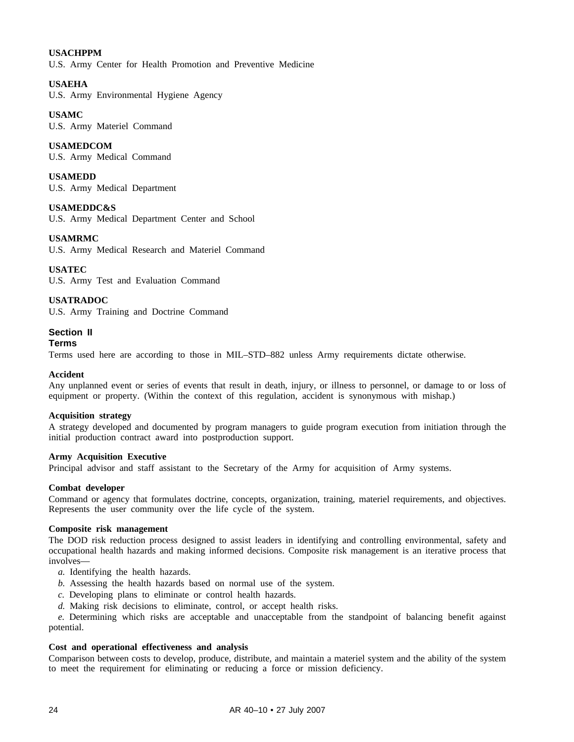**USACHPPM**
U.S. Army Center for Health Promotion and Preventive Medicine

**USAEHA**
U.S. Army Environmental Hygiene Agency

**USAMC**
U.S. Army Materiel Command

**USAMEDCOM**
U.S. Army Medical Command

**USAMEDD**
U.S. Army Medical Department

**USAMEDDC&S**
U.S. Army Medical Department Center and School

**USAMRMC**
U.S. Army Medical Research and Materiel Command

**USATEC**
U.S. Army Test and Evaluation Command

**USATRADOC**
U.S. Army Training and Doctrine Command

## Section II
## Terms

Terms used here are according to those in MIL–STD–882 unless Army requirements dictate otherwise.

**Accident**
Any unplanned event or series of events that result in death, injury, or illness to personnel, or damage to or loss of equipment or property. (Within the context of this regulation, accident is synonymous with mishap.)

**Acquisition strategy**
A strategy developed and documented by program managers to guide program execution from initiation through the initial production contract award into postproduction support.

**Army Acquisition Executive**
Principal advisor and staff assistant to the Secretary of the Army for acquisition of Army systems.

**Combat developer**
Command or agency that formulates doctrine, concepts, organization, training, materiel requirements, and objectives. Represents the user community over the life cycle of the system.

**Composite risk management**
The DOD risk reduction process designed to assist leaders in identifying and controlling environmental, safety and occupational health hazards and making informed decisions. Composite risk management is an iterative process that involves—

*a.* Identifying the health hazards.
*b.* Assessing the health hazards based on normal use of the system.
*c.* Developing plans to eliminate or control health hazards.
*d.* Making risk decisions to eliminate, control, or accept health risks.
*e.* Determining which risks are acceptable and unacceptable from the standpoint of balancing benefit against potential.

**Cost and operational effectiveness and analysis**
Comparison between costs to develop, produce, distribute, and maintain a materiel system and the ability of the system to meet the requirement for eliminating or reducing a force or mission deficiency.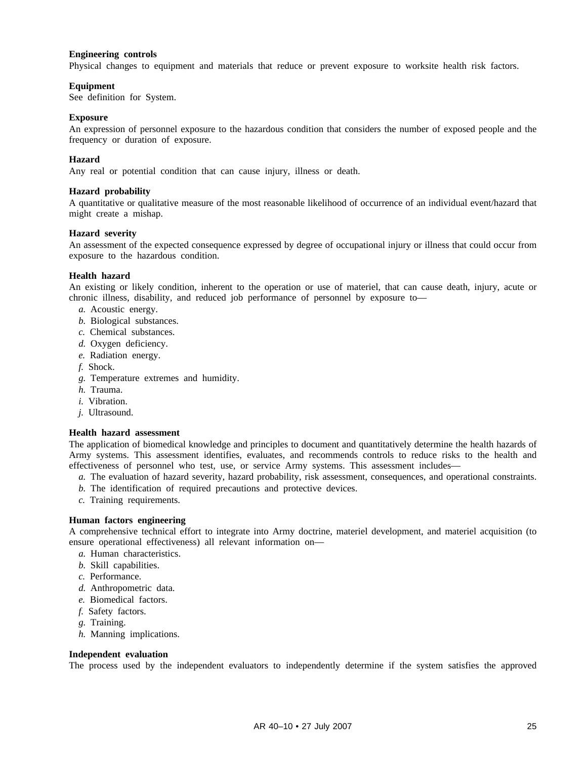**Engineering controls**

Physical changes to equipment and materials that reduce or prevent exposure to worksite health risk factors.

**Equipment**

See definition for System.

**Exposure**

An expression of personnel exposure to the hazardous condition that considers the number of exposed people and the frequency or duration of exposure.

**Hazard**

Any real or potential condition that can cause injury, illness or death.

**Hazard probability**

A quantitative or qualitative measure of the most reasonable likelihood of occurrence of an individual event/hazard that might create a mishap.

**Hazard severity**

An assessment of the expected consequence expressed by degree of occupational injury or illness that could occur from exposure to the hazardous condition.

**Health hazard**

An existing or likely condition, inherent to the operation or use of materiel, that can cause death, injury, acute or chronic illness, disability, and reduced job performance of personnel by exposure to—

*a.* Acoustic energy.

*b.* Biological substances.

*c.* Chemical substances.

*d.* Oxygen deficiency.

*e.* Radiation energy.

*f.* Shock.

*g.* Temperature extremes and humidity.

*h.* Trauma.

*i.* Vibration.

*j.* Ultrasound.

**Health hazard assessment**

The application of biomedical knowledge and principles to document and quantitatively determine the health hazards of Army systems. This assessment identifies, evaluates, and recommends controls to reduce risks to the health and effectiveness of personnel who test, use, or service Army systems. This assessment includes—

*a.* The evaluation of hazard severity, hazard probability, risk assessment, consequences, and operational constraints.

*b.* The identification of required precautions and protective devices.

*c.* Training requirements.

**Human factors engineering**

A comprehensive technical effort to integrate into Army doctrine, materiel development, and materiel acquisition (to ensure operational effectiveness) all relevant information on—

*a.* Human characteristics.

*b.* Skill capabilities.

*c.* Performance.

*d.* Anthropometric data.

*e.* Biomedical factors.

*f.* Safety factors.

*g.* Training.

*h.* Manning implications.

**Independent evaluation**

The process used by the independent evaluators to independently determine if the system satisfies the approved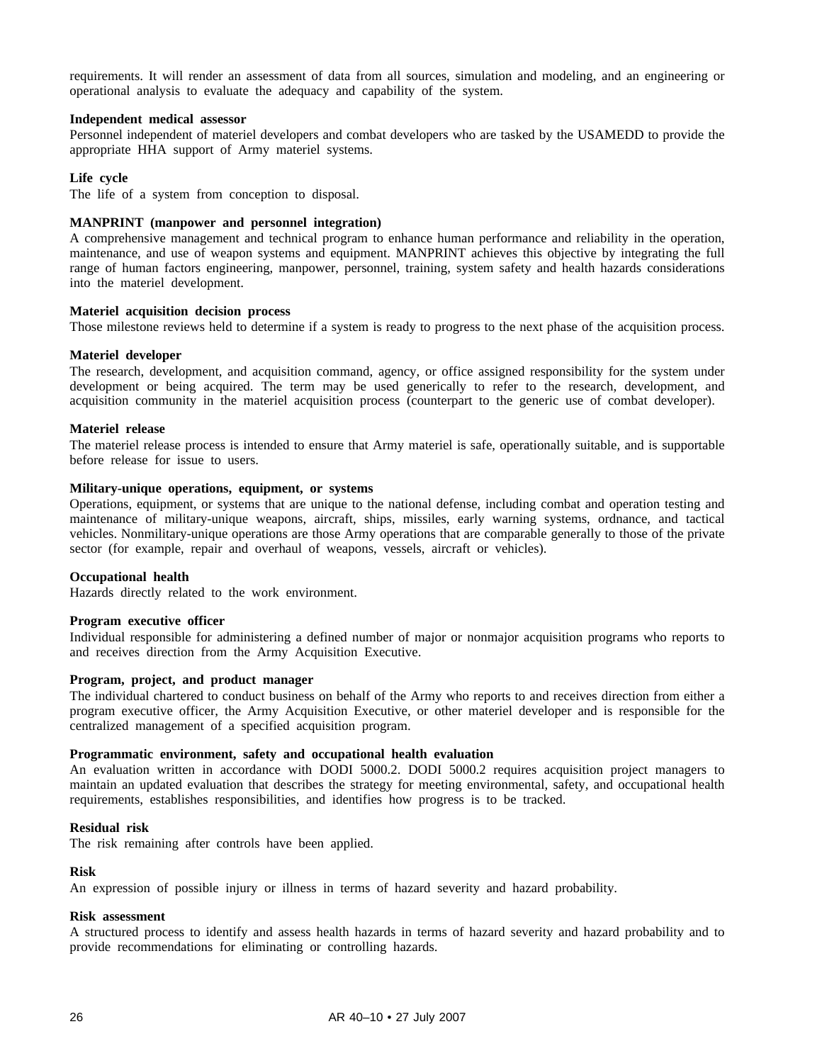requirements. It will render an assessment of data from all sources, simulation and modeling, and an engineering or operational analysis to evaluate the adequacy and capability of the system.

**Independent medical assessor**
Personnel independent of materiel developers and combat developers who are tasked by the USAMEDD to provide the appropriate HHA support of Army materiel systems.

**Life cycle**
The life of a system from conception to disposal.

**MANPRINT (manpower and personnel integration)**
A comprehensive management and technical program to enhance human performance and reliability in the operation, maintenance, and use of weapon systems and equipment. MANPRINT achieves this objective by integrating the full range of human factors engineering, manpower, personnel, training, system safety and health hazards considerations into the materiel development.

**Materiel acquisition decision process**
Those milestone reviews held to determine if a system is ready to progress to the next phase of the acquisition process.

**Materiel developer**
The research, development, and acquisition command, agency, or office assigned responsibility for the system under development or being acquired. The term may be used generically to refer to the research, development, and acquisition community in the materiel acquisition process (counterpart to the generic use of combat developer).

**Materiel release**
The materiel release process is intended to ensure that Army materiel is safe, operationally suitable, and is supportable before release for issue to users.

**Military-unique operations, equipment, or systems**
Operations, equipment, or systems that are unique to the national defense, including combat and operation testing and maintenance of military-unique weapons, aircraft, ships, missiles, early warning systems, ordnance, and tactical vehicles. Nonmilitary-unique operations are those Army operations that are comparable generally to those of the private sector (for example, repair and overhaul of weapons, vessels, aircraft or vehicles).

**Occupational health**
Hazards directly related to the work environment.

**Program executive officer**
Individual responsible for administering a defined number of major or nonmajor acquisition programs who reports to and receives direction from the Army Acquisition Executive.

**Program, project, and product manager**
The individual chartered to conduct business on behalf of the Army who reports to and receives direction from either a program executive officer, the Army Acquisition Executive, or other materiel developer and is responsible for the centralized management of a specified acquisition program.

**Programmatic environment, safety and occupational health evaluation**
An evaluation written in accordance with DODI 5000.2. DODI 5000.2 requires acquisition project managers to maintain an updated evaluation that describes the strategy for meeting environmental, safety, and occupational health requirements, establishes responsibilities, and identifies how progress is to be tracked.

**Residual risk**
The risk remaining after controls have been applied.

**Risk**
An expression of possible injury or illness in terms of hazard severity and hazard probability.

**Risk assessment**
A structured process to identify and assess health hazards in terms of hazard severity and hazard probability and to provide recommendations for eliminating or controlling hazards.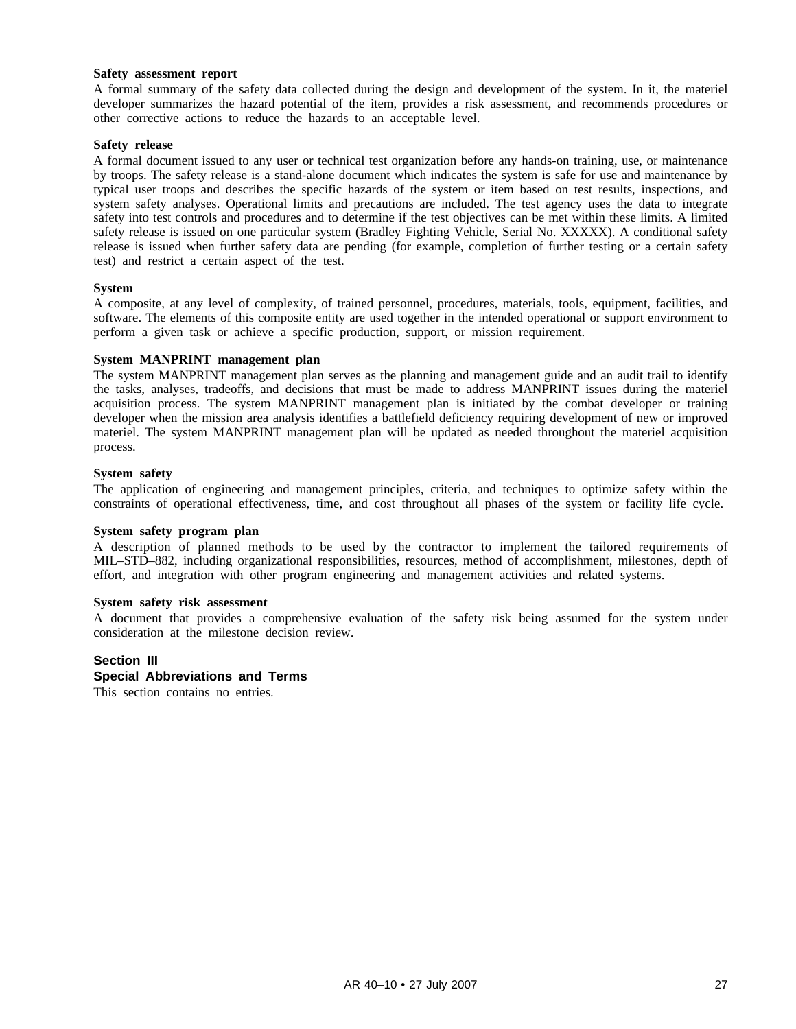**Safety assessment report**

A formal summary of the safety data collected during the design and development of the system. In it, the materiel developer summarizes the hazard potential of the item, provides a risk assessment, and recommends procedures or other corrective actions to reduce the hazards to an acceptable level.

**Safety release**

A formal document issued to any user or technical test organization before any hands-on training, use, or maintenance by troops. The safety release is a stand-alone document which indicates the system is safe for use and maintenance by typical user troops and describes the specific hazards of the system or item based on test results, inspections, and system safety analyses. Operational limits and precautions are included. The test agency uses the data to integrate safety into test controls and procedures and to determine if the test objectives can be met within these limits. A limited safety release is issued on one particular system (Bradley Fighting Vehicle, Serial No. XXXXX). A conditional safety release is issued when further safety data are pending (for example, completion of further testing or a certain safety test) and restrict a certain aspect of the test.

**System**

A composite, at any level of complexity, of trained personnel, procedures, materials, tools, equipment, facilities, and software. The elements of this composite entity are used together in the intended operational or support environment to perform a given task or achieve a specific production, support, or mission requirement.

**System MANPRINT management plan**

The system MANPRINT management plan serves as the planning and management guide and an audit trail to identify the tasks, analyses, tradeoffs, and decisions that must be made to address MANPRINT issues during the materiel acquisition process. The system MANPRINT management plan is initiated by the combat developer or training developer when the mission area analysis identifies a battlefield deficiency requiring development of new or improved materiel. The system MANPRINT management plan will be updated as needed throughout the materiel acquisition process.

**System safety**

The application of engineering and management principles, criteria, and techniques to optimize safety within the constraints of operational effectiveness, time, and cost throughout all phases of the system or facility life cycle.

**System safety program plan**

A description of planned methods to be used by the contractor to implement the tailored requirements of MIL–STD–882, including organizational responsibilities, resources, method of accomplishment, milestones, depth of effort, and integration with other program engineering and management activities and related systems.

**System safety risk assessment**

A document that provides a comprehensive evaluation of the safety risk being assumed for the system under consideration at the milestone decision review.

## Section III
## Special Abbreviations and Terms

This section contains no entries.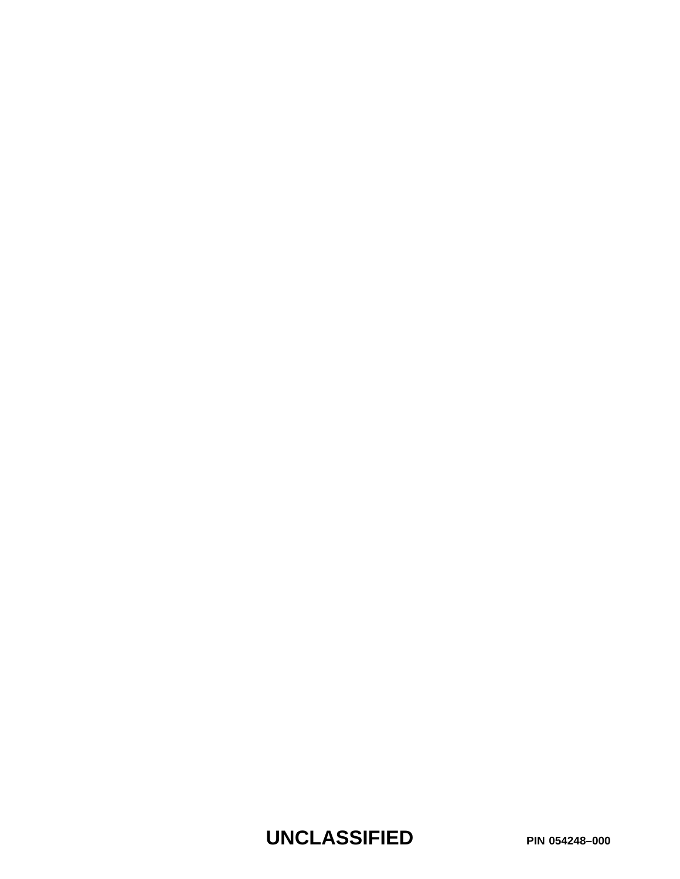UNCLASSIFIED

PIN 054248–000